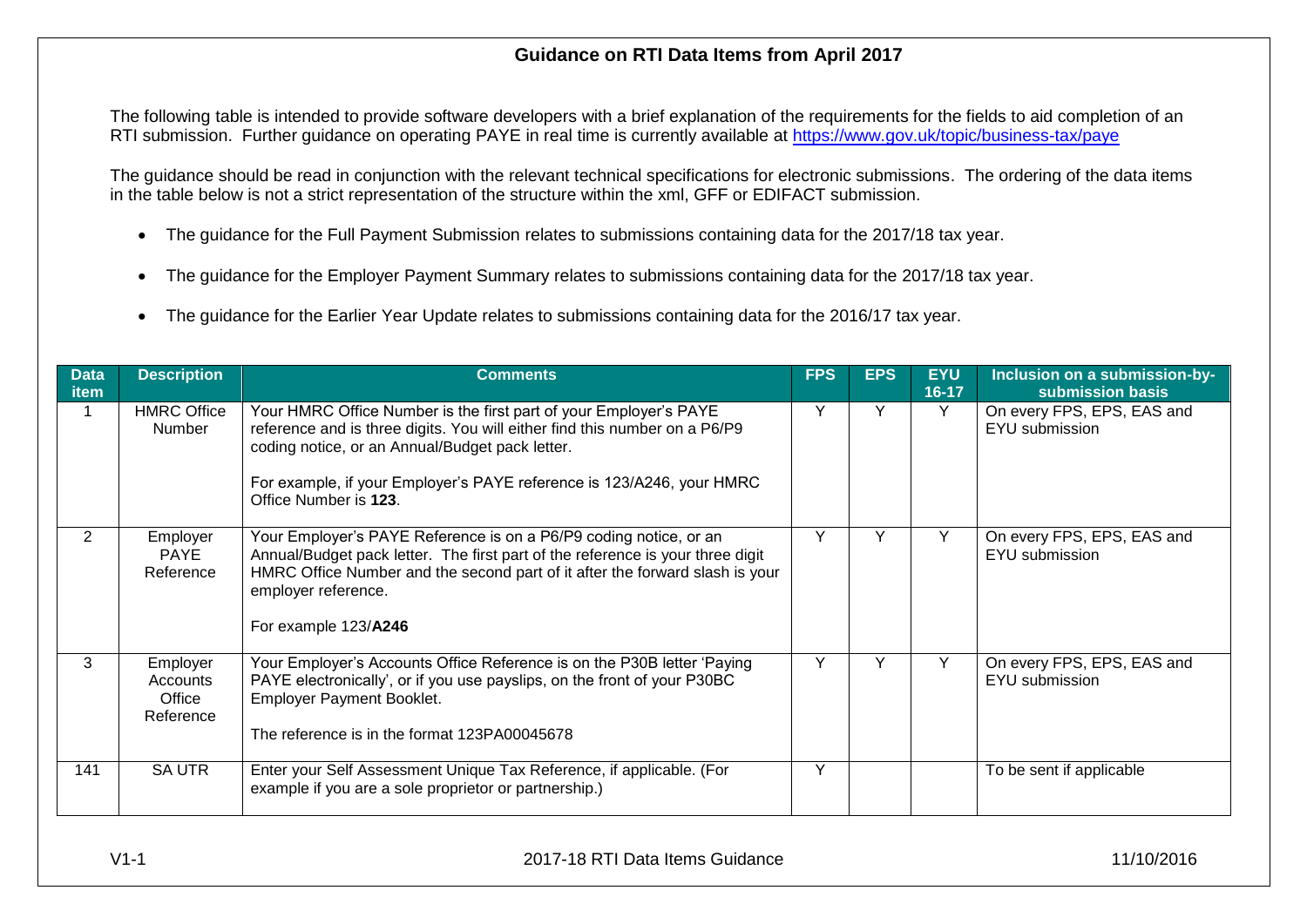# Guidance on RTI Data Items from April 2017

The following table is intended to provide software developers with a brief explanation of the requirements for the fields to aid completion of an RTI submission. Further guidance on operating PAYE in real time is currently available at https://www.gov.uk/topic/business-tax/paye

The guidance should be read in conjunction with the relevant technical specifications for electronic submissions. The ordering of the data items in the table below is not a strict representation of the structure within the xml, GFF or EDIFACT submission.

- The guidance for the Full Payment Submission relates to submissions containing data for the 2017/18 tax year.
- The guidance for the Employer Payment Summary relates to submissions containing data for the 2017/18 tax year.
- The guidance for the Earlier Year Update relates to submissions containing data for the 2016/17 tax year.

| Data item | Description | Comments | FPS | EPS | EYU 16-17 | Inclusion on a submission-by-submission basis |
|---|---|---|---|---|---|---|
| 1 | HMRC Office Number | Your HMRC Office Number is the first part of your Employer's PAYE reference and is three digits. You will either find this number on a P6/P9 coding notice, or an Annual/Budget pack letter.<br><br>For example, if your Employer's PAYE reference is 123/A246, your HMRC Office Number is **123**. | Y | Y | Y | On every FPS, EPS, EAS and EYU submission |
| 2 | Employer PAYE Reference | Your Employer's PAYE Reference is on a P6/P9 coding notice, or an Annual/Budget pack letter. The first part of the reference is your three digit HMRC Office Number and the second part of it after the forward slash is your employer reference.<br><br>For example 123/**A246** | Y | Y | Y | On every FPS, EPS, EAS and EYU submission |
| 3 | Employer Accounts Office Reference | Your Employer's Accounts Office Reference is on the P30B letter 'Paying PAYE electronically', or if you use payslips, on the front of your P30BC Employer Payment Booklet.<br><br>The reference is in the format 123PA00045678 | Y | Y | Y | On every FPS, EPS, EAS and EYU submission |
| 141 | SA UTR | Enter your Self Assessment Unique Tax Reference, if applicable. (For example if you are a sole proprietor or partnership.) | Y | | | To be sent if applicable |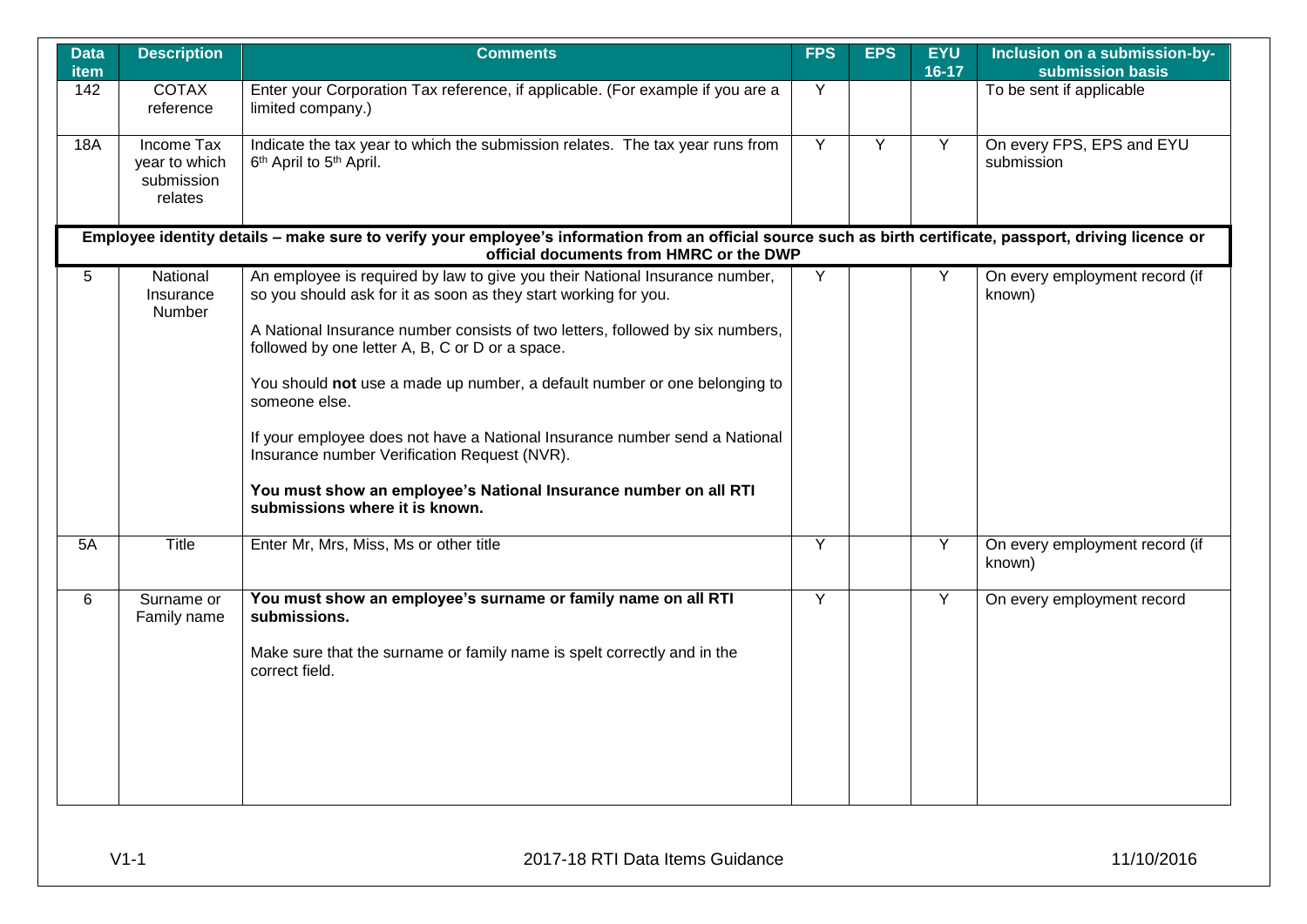| Data item | Description | Comments | FPS | EPS | EYU 16-17 | Inclusion on a submission-by-submission basis |
|---|---|---|---|---|---|---|
| 142 | COTAX reference | Enter your Corporation Tax reference, if applicable. (For example if you are a limited company.) | Y | | | To be sent if applicable |
| 18A | Income Tax year to which submission relates | Indicate the tax year to which the submission relates. The tax year runs from 6th April to 5th April. | Y | Y | Y | On every FPS, EPS and EYU submission |
| **Employee identity details – make sure to verify your employee's information from an official source such as birth certificate, passport, driving licence or official documents from HMRC or the DWP** | | | | | | |
| 5 | National Insurance Number | An employee is required by law to give you their National Insurance number, so you should ask for it as soon as they start working for you.<br><br>A National Insurance number consists of two letters, followed by six numbers, followed by one letter A, B, C or D or a space.<br><br>You should **not** use a made up number, a default number or one belonging to someone else.<br><br>If your employee does not have a National Insurance number send a National Insurance number Verification Request (NVR).<br><br>**You must show an employee's National Insurance number on all RTI submissions where it is known.** | Y | | Y | On every employment record (if known) |
| 5A | Title | Enter Mr, Mrs, Miss, Ms or other title | Y | | Y | On every employment record (if known) |
| 6 | Surname or Family name | **You must show an employee's surname or family name on all RTI submissions.**<br><br>Make sure that the surname or family name is spelt correctly and in the correct field. | Y | | Y | On every employment record |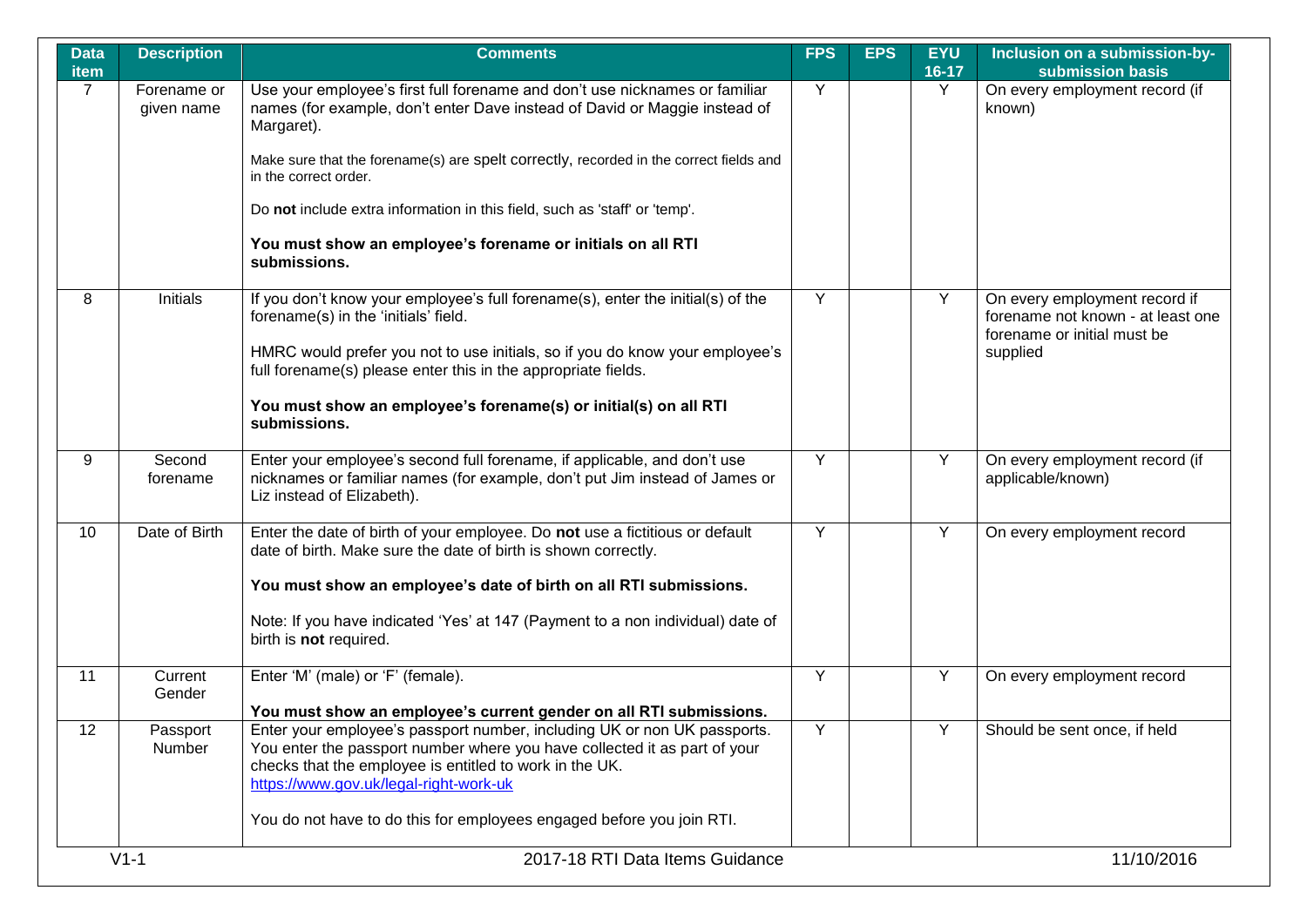| Data item | Description | Comments | FPS | EPS | EYU 16-17 | Inclusion on a submission-by-submission basis |
|---|---|---|---|---|---|---|
| 7 | Forename or given name | Use your employee's first full forename and don't use nicknames or familiar names (for example, don't enter Dave instead of David or Maggie instead of Margaret).<br><br>Make sure that the forename(s) are spelt correctly, recorded in the correct fields and in the correct order.<br><br>Do **not** include extra information in this field, such as 'staff' or 'temp'.<br><br>**You must show an employee's forename or initials on all RTI submissions.** | Y | | Y | On every employment record (if known) |
| 8 | Initials | If you don't know your employee's full forename(s), enter the initial(s) of the forename(s) in the 'initials' field.<br><br>HMRC would prefer you not to use initials, so if you do know your employee's full forename(s) please enter this in the appropriate fields.<br><br>**You must show an employee's forename(s) or initial(s) on all RTI submissions.** | Y | | Y | On every employment record if forename not known - at least one forename or initial must be supplied |
| 9 | Second forename | Enter your employee's second full forename, if applicable, and don't use nicknames or familiar names (for example, don't put Jim instead of James or Liz instead of Elizabeth). | Y | | Y | On every employment record (if applicable/known) |
| 10 | Date of Birth | Enter the date of birth of your employee. Do **not** use a fictitious or default date of birth. Make sure the date of birth is shown correctly.<br><br>**You must show an employee's date of birth on all RTI submissions.**<br><br>Note: If you have indicated 'Yes' at 147 (Payment to a non individual) date of birth is **not** required. | Y | | Y | On every employment record |
| 11 | Current Gender | Enter 'M' (male) or 'F' (female).<br><br>**You must show an employee's current gender on all RTI submissions.** | Y | | Y | On every employment record |
| 12 | Passport Number | Enter your employee's passport number, including UK or non UK passports. You enter the passport number where you have collected it as part of your checks that the employee is entitled to work in the UK. https://www.gov.uk/legal-right-work-uk<br><br>You do not have to do this for employees engaged before you join RTI. | Y | | Y | Should be sent once, if held |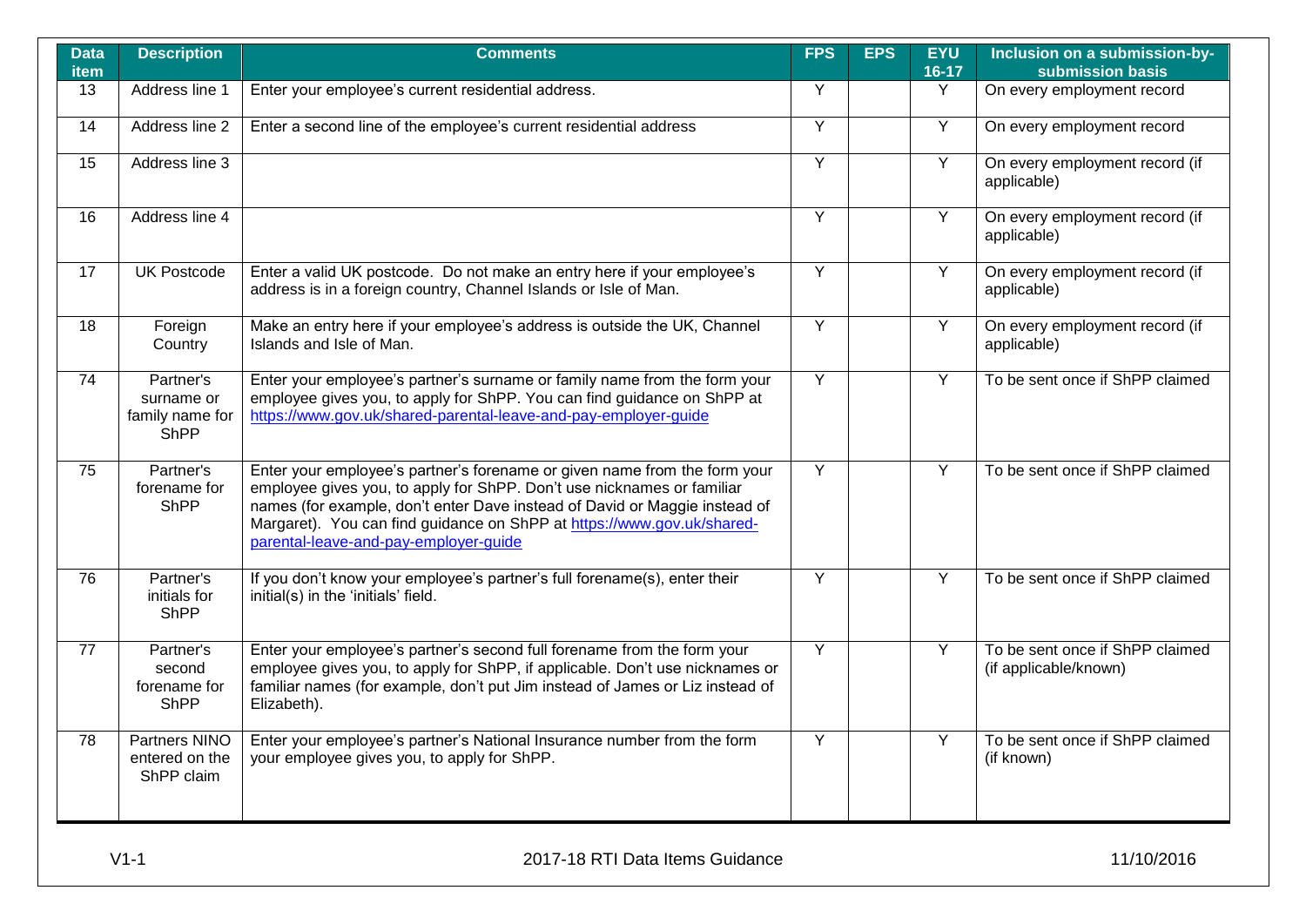| Data item | Description | Comments | FPS | EPS | EYU 16-17 | Inclusion on a submission-by-submission basis |
|---|---|---|---|---|---|---|
| 13 | Address line 1 | Enter your employee's current residential address. | Y | | Y | On every employment record |
| 14 | Address line 2 | Enter a second line of the employee's current residential address | Y | | Y | On every employment record |
| 15 | Address line 3 | | Y | | Y | On every employment record (if applicable) |
| 16 | Address line 4 | | Y | | Y | On every employment record (if applicable) |
| 17 | UK Postcode | Enter a valid UK postcode. Do not make an entry here if your employee's address is in a foreign country, Channel Islands or Isle of Man. | Y | | Y | On every employment record (if applicable) |
| 18 | Foreign Country | Make an entry here if your employee's address is outside the UK, Channel Islands and Isle of Man. | Y | | Y | On every employment record (if applicable) |
| 74 | Partner's surname or family name for ShPP | Enter your employee's partner's surname or family name from the form your employee gives you, to apply for ShPP. You can find guidance on ShPP at https://www.gov.uk/shared-parental-leave-and-pay-employer-guide | Y | | Y | To be sent once if ShPP claimed |
| 75 | Partner's forename for ShPP | Enter your employee's partner's forename or given name from the form your employee gives you, to apply for ShPP. Don't use nicknames or familiar names (for example, don't enter Dave instead of David or Maggie instead of Margaret). You can find guidance on ShPP at https://www.gov.uk/shared-parental-leave-and-pay-employer-guide | Y | | Y | To be sent once if ShPP claimed |
| 76 | Partner's initials for ShPP | If you don't know your employee's partner's full forename(s), enter their initial(s) in the 'initials' field. | Y | | Y | To be sent once if ShPP claimed |
| 77 | Partner's second forename for ShPP | Enter your employee's partner's second full forename from the form your employee gives you, to apply for ShPP, if applicable. Don't use nicknames or familiar names (for example, don't put Jim instead of James or Liz instead of Elizabeth). | Y | | Y | To be sent once if ShPP claimed (if applicable/known) |
| 78 | Partners NINO entered on the ShPP claim | Enter your employee's partner's National Insurance number from the form your employee gives you, to apply for ShPP. | Y | | Y | To be sent once if ShPP claimed (if known) |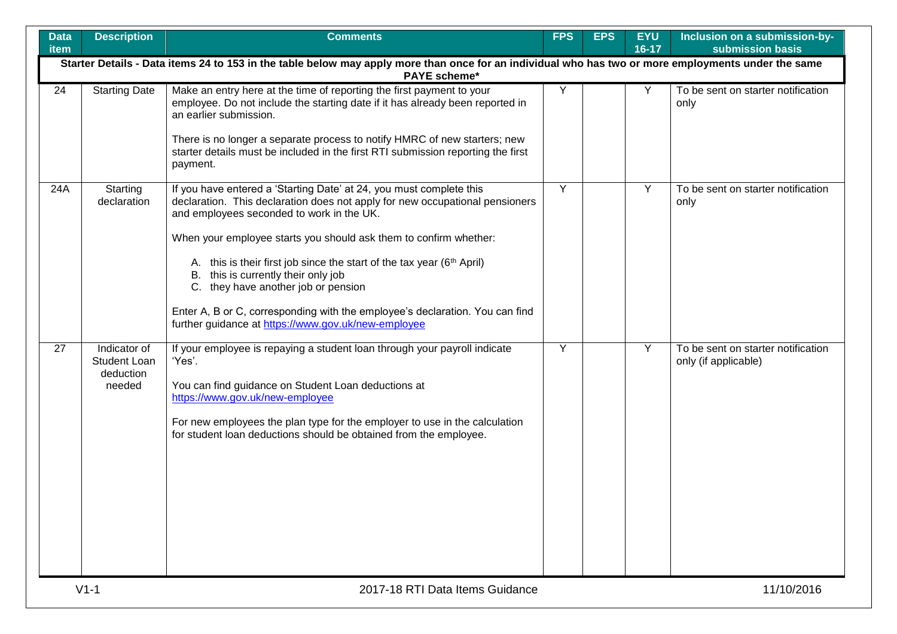| Data item | Description | Comments | FPS | EPS | EYU 16-17 | Inclusion on a submission-by-submission basis |
|---|---|---|---|---|---|---|
| **Starter Details - Data items 24 to 153 in the table below may apply more than once for an individual who has two or more employments under the same PAYE scheme*** | | | | | | |
| 24 | Starting Date | Make an entry here at the time of reporting the first payment to your employee. Do not include the starting date if it has already been reported in an earlier submission.<br><br>There is no longer a separate process to notify HMRC of new starters; new starter details must be included in the first RTI submission reporting the first payment. | Y | | Y | To be sent on starter notification only |
| 24A | Starting declaration | If you have entered a 'Starting Date' at 24, you must complete this declaration. This declaration does not apply for new occupational pensioners and employees seconded to work in the UK.<br><br>When your employee starts you should ask them to confirm whether:<br><br>A. this is their first job since the start of the tax year (6th April)<br>B. this is currently their only job<br>C. they have another job or pension<br><br>Enter A, B or C, corresponding with the employee's declaration. You can find further guidance at https://www.gov.uk/new-employee | Y | | Y | To be sent on starter notification only |
| 27 | Indicator of Student Loan deduction needed | If your employee is repaying a student loan through your payroll indicate 'Yes'.<br><br>You can find guidance on Student Loan deductions at https://www.gov.uk/new-employee<br><br>For new employees the plan type for the employer to use in the calculation for student loan deductions should be obtained from the employee. | Y | | Y | To be sent on starter notification only (if applicable) |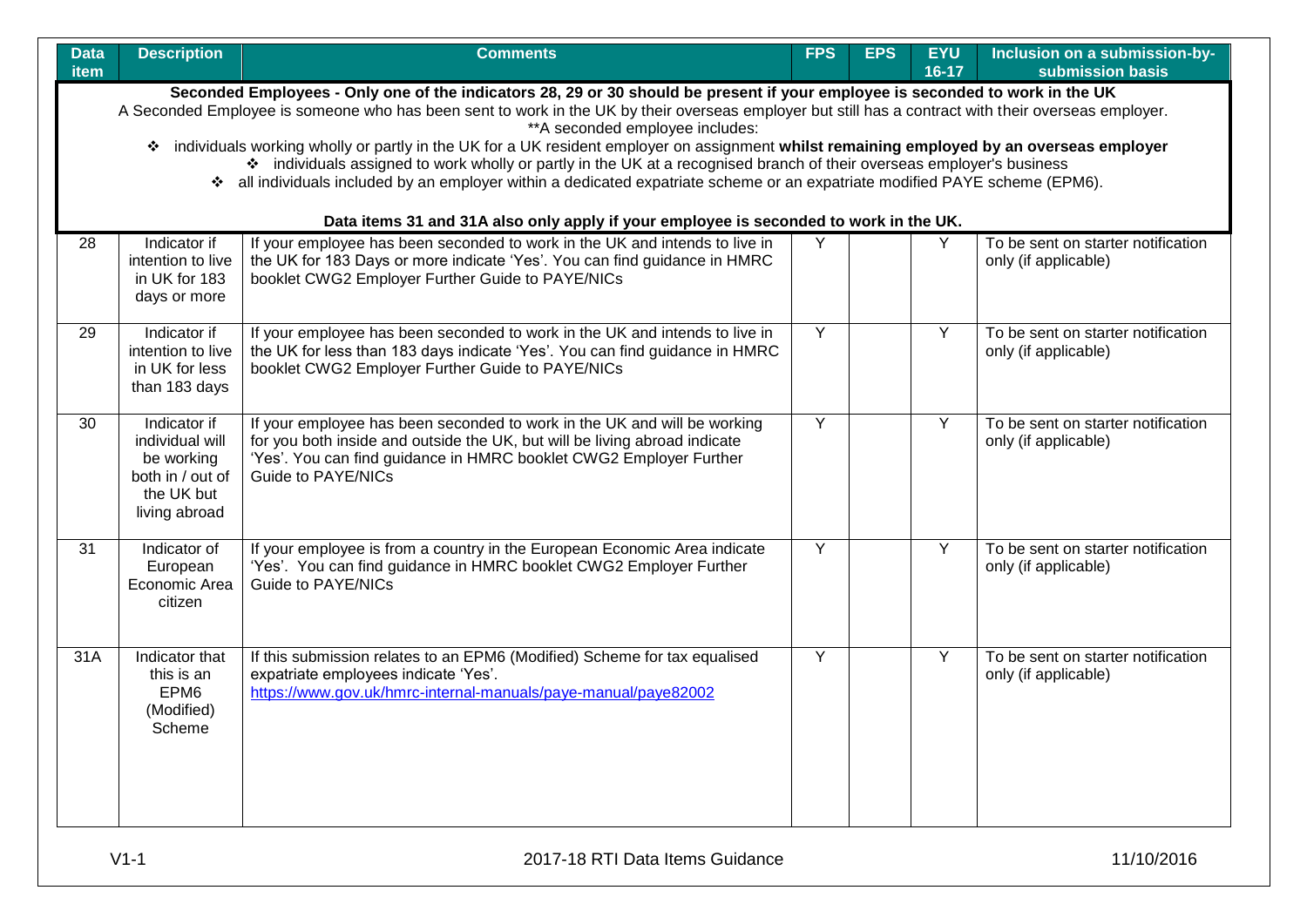| Data item | Description | Comments | FPS | EPS | EYU 16-17 | Inclusion on a submission-by-submission basis |
|---|---|---|---|---|---|---|
| **Seconded Employees - Only one of the indicators 28, 29 or 30 should be present if your employee is seconded to work in the UK** A Seconded Employee is someone who has been sent to work in the UK by their overseas employer but still has a contract with their overseas employer. **A seconded employee includes: ❖ individuals working wholly or partly in the UK for a UK resident employer on assignment **whilst remaining employed by an overseas employer** ❖ individuals assigned to work wholly or partly in the UK at a recognised branch of their overseas employer's business ❖ all individuals included by an employer within a dedicated expatriate scheme or an expatriate modified PAYE scheme (EPM6). **Data items 31 and 31A also only apply if your employee is seconded to work in the UK.** | | | | | | |
| 28 | Indicator if intention to live in UK for 183 days or more | If your employee has been seconded to work in the UK and intends to live in the UK for 183 Days or more indicate 'Yes'. You can find guidance in HMRC booklet CWG2 Employer Further Guide to PAYE/NICs | Y | | Y | To be sent on starter notification only (if applicable) |
| 29 | Indicator if intention to live in UK for less than 183 days | If your employee has been seconded to work in the UK and intends to live in the UK for less than 183 days indicate 'Yes'. You can find guidance in HMRC booklet CWG2 Employer Further Guide to PAYE/NICs | Y | | Y | To be sent on starter notification only (if applicable) |
| 30 | Indicator if individual will be working both in / out of the UK but living abroad | If your employee has been seconded to work in the UK and will be working for you both inside and outside the UK, but will be living abroad indicate 'Yes'. You can find guidance in HMRC booklet CWG2 Employer Further Guide to PAYE/NICs | Y | | Y | To be sent on starter notification only (if applicable) |
| 31 | Indicator of European Economic Area citizen | If your employee is from a country in the European Economic Area indicate 'Yes'. You can find guidance in HMRC booklet CWG2 Employer Further Guide to PAYE/NICs | Y | | Y | To be sent on starter notification only (if applicable) |
| 31A | Indicator that this is an EPM6 (Modified) Scheme | If this submission relates to an EPM6 (Modified) Scheme for tax equalised expatriate employees indicate 'Yes'. https://www.gov.uk/hmrc-internal-manuals/paye-manual/paye82002 | Y | | Y | To be sent on starter notification only (if applicable) |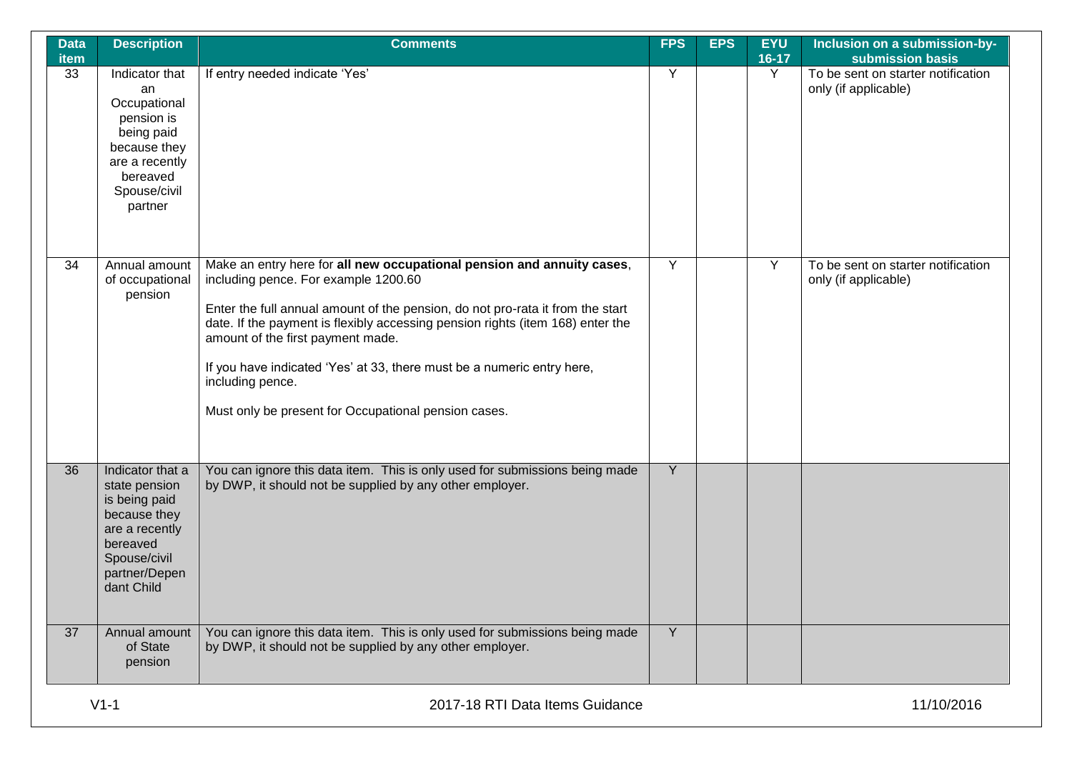| Data item | Description | Comments | FPS | EPS | EYU 16-17 | Inclusion on a submission-by-submission basis |
|---|---|---|---|---|---|---|
| 33 | Indicator that an Occupational pension is being paid because they are a recently bereaved Spouse/civil partner | If entry needed indicate 'Yes' | Y | | Y | To be sent on starter notification only (if applicable) |
| 34 | Annual amount of occupational pension | Make an entry here for **all new occupational pension and annuity cases**, including pence. For example 1200.60<br><br>Enter the full annual amount of the pension, do not pro-rata it from the start date. If the payment is flexibly accessing pension rights (item 168) enter the amount of the first payment made.<br><br>If you have indicated 'Yes' at 33, there must be a numeric entry here, including pence.<br><br>Must only be present for Occupational pension cases. | Y | | Y | To be sent on starter notification only (if applicable) |
| 36 | Indicator that a state pension is being paid because they are a recently bereaved Spouse/civil partner/Dependant Child | You can ignore this data item. This is only used for submissions being made by DWP, it should not be supplied by any other employer. | Y | | | |
| 37 | Annual amount of State pension | You can ignore this data item. This is only used for submissions being made by DWP, it should not be supplied by any other employer. | Y | | | |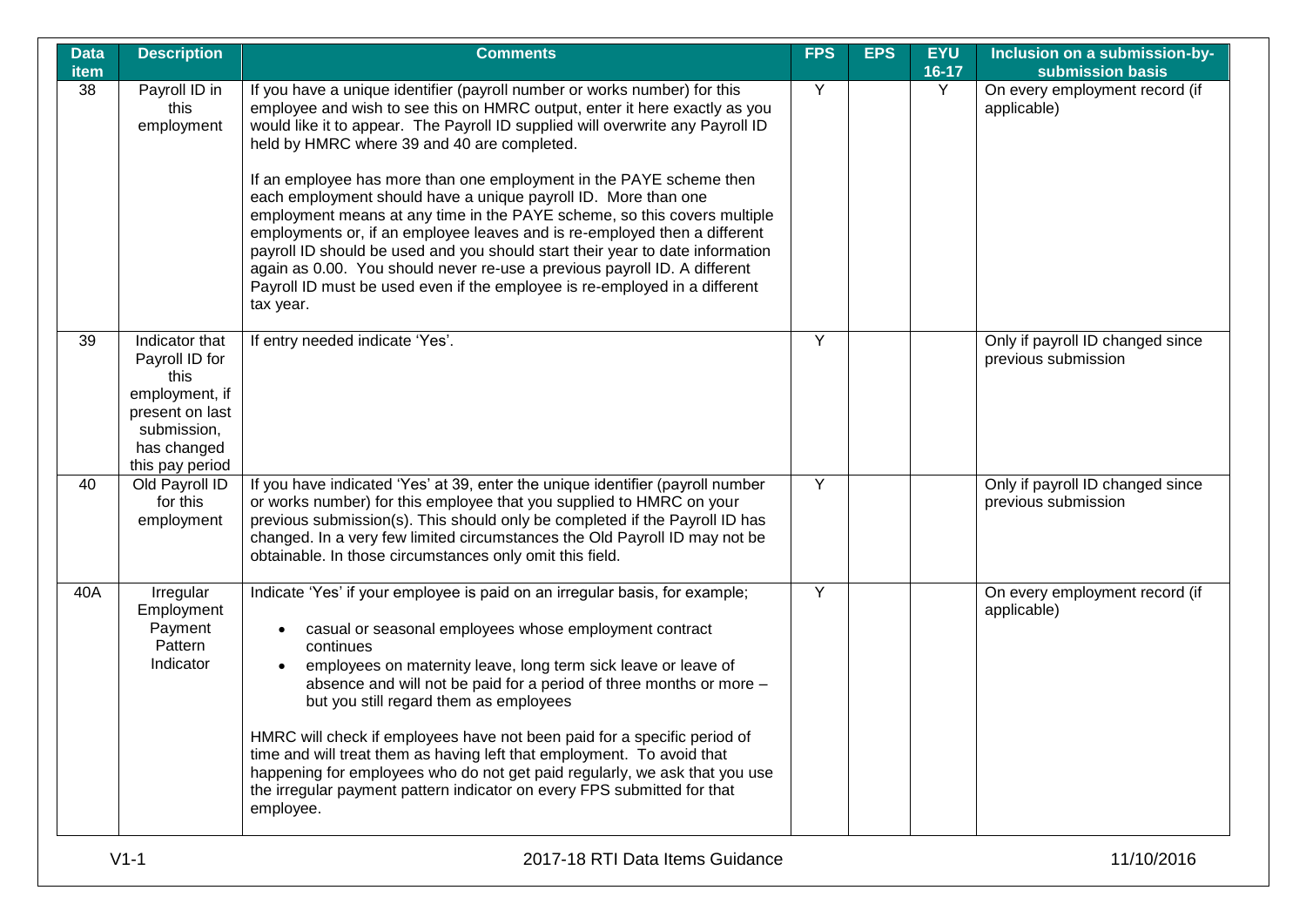| Data item | Description | Comments | FPS | EPS | EYU 16-17 | Inclusion on a submission-by-submission basis |
|---|---|---|---|---|---|---|
| 38 | Payroll ID in this employment | If you have a unique identifier (payroll number or works number) for this employee and wish to see this on HMRC output, enter it here exactly as you would like it to appear. The Payroll ID supplied will overwrite any Payroll ID held by HMRC where 39 and 40 are completed.<br><br>If an employee has more than one employment in the PAYE scheme then each employment should have a unique payroll ID. More than one employment means at any time in the PAYE scheme, so this covers multiple employments or, if an employee leaves and is re-employed then a different payroll ID should be used and you should start their year to date information again as 0.00. You should never re-use a previous payroll ID. A different Payroll ID must be used even if the employee is re-employed in a different tax year. | Y | | Y | On every employment record (if applicable) |
| 39 | Indicator that Payroll ID for this employment, if present on last submission, has changed this pay period | If entry needed indicate 'Yes'. | Y | | | Only if payroll ID changed since previous submission |
| 40 | Old Payroll ID for this employment | If you have indicated 'Yes' at 39, enter the unique identifier (payroll number or works number) for this employee that you supplied to HMRC on your previous submission(s). This should only be completed if the Payroll ID has changed. In a very few limited circumstances the Old Payroll ID may not be obtainable. In those circumstances only omit this field. | Y | | | Only if payroll ID changed since previous submission |
| 40A | Irregular Employment Payment Pattern Indicator | Indicate 'Yes' if your employee is paid on an irregular basis, for example;<br><br>• casual or seasonal employees whose employment contract continues<br>• employees on maternity leave, long term sick leave or leave of absence and will not be paid for a period of three months or more – but you still regard them as employees<br><br>HMRC will check if employees have not been paid for a specific period of time and will treat them as having left that employment. To avoid that happening for employees who do not get paid regularly, we ask that you use the irregular payment pattern indicator on every FPS submitted for that employee. | Y | | | On every employment record (if applicable) |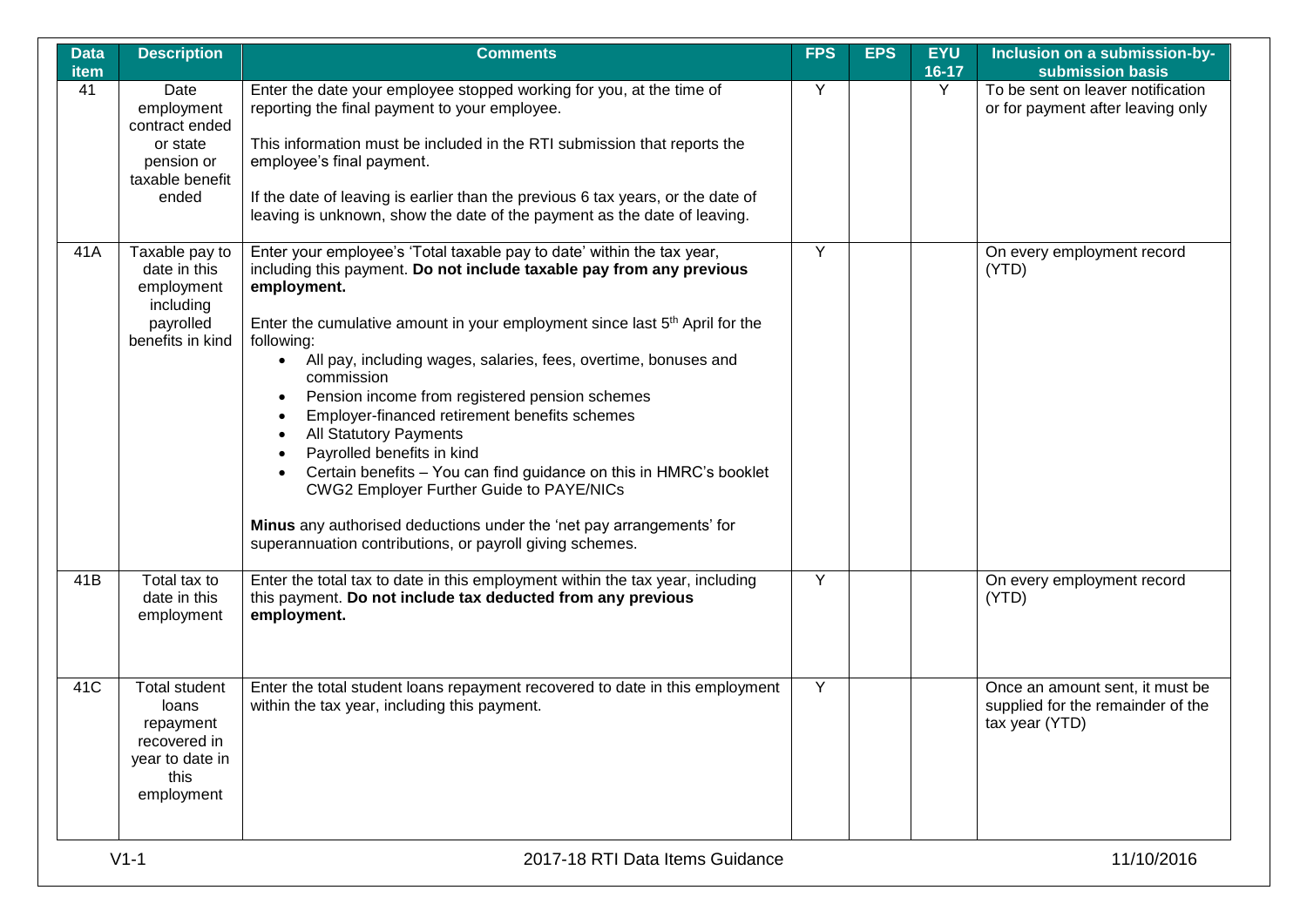| Data item | Description | Comments | FPS | EPS | EYU 16-17 | Inclusion on a submission-by-submission basis |
|---|---|---|---|---|---|---|
| 41 | Date employment contract ended or state pension or taxable benefit ended | Enter the date your employee stopped working for you, at the time of reporting the final payment to your employee.<br><br>This information must be included in the RTI submission that reports the employee's final payment.<br><br>If the date of leaving is earlier than the previous 6 tax years, or the date of leaving is unknown, show the date of the payment as the date of leaving. | Y | | Y | To be sent on leaver notification or for payment after leaving only |
| 41A | Taxable pay to date in this employment including payrolled benefits in kind | Enter your employee's 'Total taxable pay to date' within the tax year, including this payment. **Do not include taxable pay from any previous employment.**<br><br>Enter the cumulative amount in your employment since last 5th April for the following:<br>• All pay, including wages, salaries, fees, overtime, bonuses and commission<br>• Pension income from registered pension schemes<br>• Employer-financed retirement benefits schemes<br>• All Statutory Payments<br>• Payrolled benefits in kind<br>• Certain benefits – You can find guidance on this in HMRC's booklet CWG2 Employer Further Guide to PAYE/NICs<br><br>**Minus** any authorised deductions under the 'net pay arrangements' for superannuation contributions, or payroll giving schemes. | Y | | | On every employment record (YTD) |
| 41B | Total tax to date in this employment | Enter the total tax to date in this employment within the tax year, including this payment. **Do not include tax deducted from any previous employment.** | Y | | | On every employment record (YTD) |
| 41C | Total student loans repayment recovered in year to date in this employment | Enter the total student loans repayment recovered to date in this employment within the tax year, including this payment. | Y | | | Once an amount sent, it must be supplied for the remainder of the tax year (YTD) |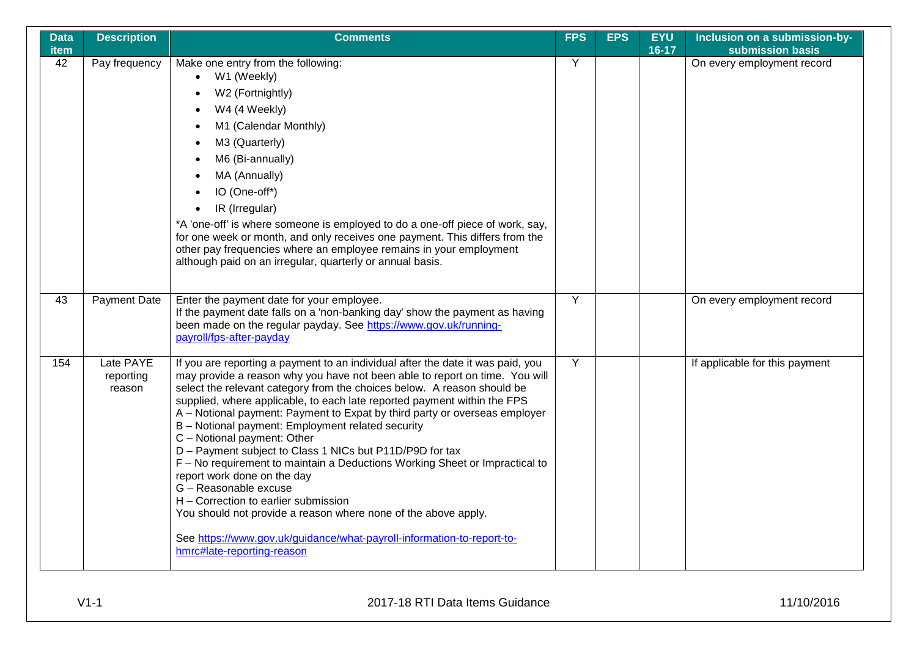| Data item | Description | Comments | FPS | EPS | EYU 16-17 | Inclusion on a submission-by-submission basis |
|---|---|---|---|---|---|---|
| 42 | Pay frequency | Make one entry from the following:<br>• W1 (Weekly)<br>• W2 (Fortnightly)<br>• W4 (4 Weekly)<br>• M1 (Calendar Monthly)<br>• M3 (Quarterly)<br>• M6 (Bi-annually)<br>• MA (Annually)<br>• IO (One-off*)<br>• IR (Irregular)<br>*A 'one-off' is where someone is employed to do a one-off piece of work, say, for one week or month, and only receives one payment. This differs from the other pay frequencies where an employee remains in your employment although paid on an irregular, quarterly or annual basis. | Y | | | On every employment record |
| 43 | Payment Date | Enter the payment date for your employee.<br>If the payment date falls on a 'non-banking day' show the payment as having been made on the regular payday. See https://www.gov.uk/running-payroll/fps-after-payday | Y | | | On every employment record |
| 154 | Late PAYE reporting reason | If you are reporting a payment to an individual after the date it was paid, you may provide a reason why you have not been able to report on time. You will select the relevant category from the choices below. A reason should be supplied, where applicable, to each late reported payment within the FPS<br>A – Notional payment: Payment to Expat by third party or overseas employer<br>B – Notional payment: Employment related security<br>C – Notional payment: Other<br>D – Payment subject to Class 1 NICs but P11D/P9D for tax<br>F – No requirement to maintain a Deductions Working Sheet or Impractical to report work done on the day<br>G – Reasonable excuse<br>H – Correction to earlier submission<br>You should not provide a reason where none of the above apply.<br><br>See https://www.gov.uk/guidance/what-payroll-information-to-report-to-hmrc#late-reporting-reason | Y | | | If applicable for this payment |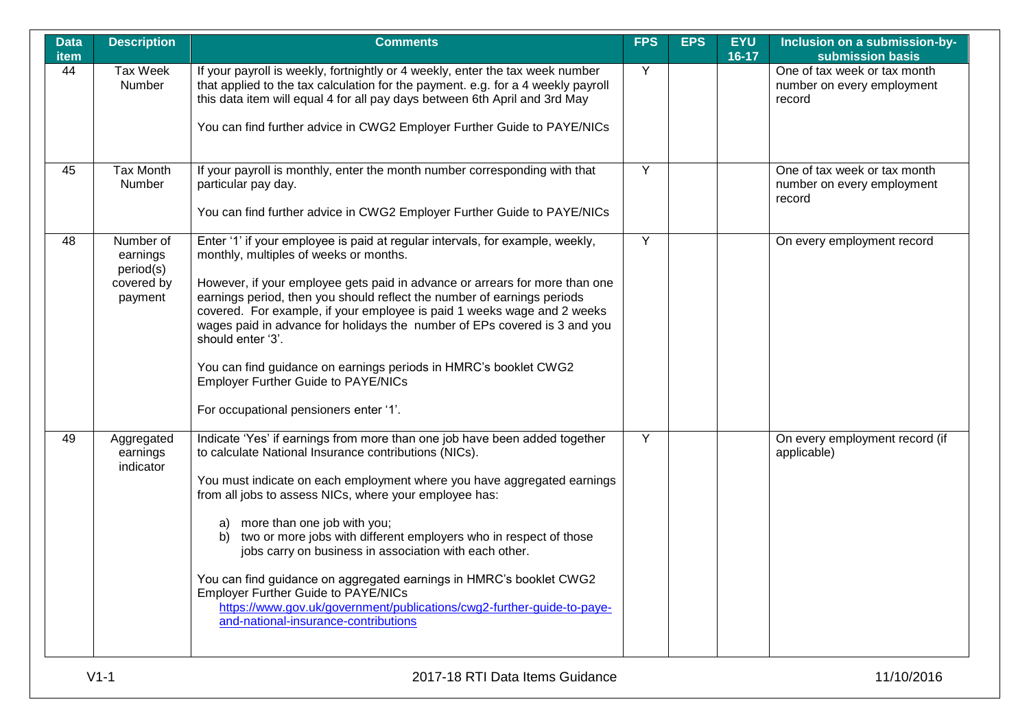| Data item | Description | Comments | FPS | EPS | EYU 16-17 | Inclusion on a submission-by-submission basis |
| --- | --- | --- | --- | --- | --- | --- |
| 44 | Tax Week Number | If your payroll is weekly, fortnightly or 4 weekly, enter the tax week number that applied to the tax calculation for the payment. e.g. for a 4 weekly payroll this data item will equal 4 for all pay days between 6th April and 3rd May<br><br>You can find further advice in CWG2 Employer Further Guide to PAYE/NICs | Y | | | One of tax week or tax month number on every employment record |
| 45 | Tax Month Number | If your payroll is monthly, enter the month number corresponding with that particular pay day.<br><br>You can find further advice in CWG2 Employer Further Guide to PAYE/NICs | Y | | | One of tax week or tax month number on every employment record |
| 48 | Number of earnings period(s) covered by payment | Enter '1' if your employee is paid at regular intervals, for example, weekly, monthly, multiples of weeks or months.<br><br>However, if your employee gets paid in advance or arrears for more than one earnings period, then you should reflect the number of earnings periods covered. For example, if your employee is paid 1 weeks wage and 2 weeks wages paid in advance for holidays the number of EPs covered is 3 and you should enter '3'.<br><br>You can find guidance on earnings periods in HMRC's booklet CWG2 Employer Further Guide to PAYE/NICs<br><br>For occupational pensioners enter '1'. | Y | | | On every employment record |
| 49 | Aggregated earnings indicator | Indicate 'Yes' if earnings from more than one job have been added together to calculate National Insurance contributions (NICs).<br><br>You must indicate on each employment where you have aggregated earnings from all jobs to assess NICs, where your employee has:<br><br>a) more than one job with you;<br>b) two or more jobs with different employers who in respect of those jobs carry on business in association with each other.<br><br>You can find guidance on aggregated earnings in HMRC's booklet CWG2 Employer Further Guide to PAYE/NICs<br>https://www.gov.uk/government/publications/cwg2-further-guide-to-paye-and-national-insurance-contributions | Y | | | On every employment record (if applicable) |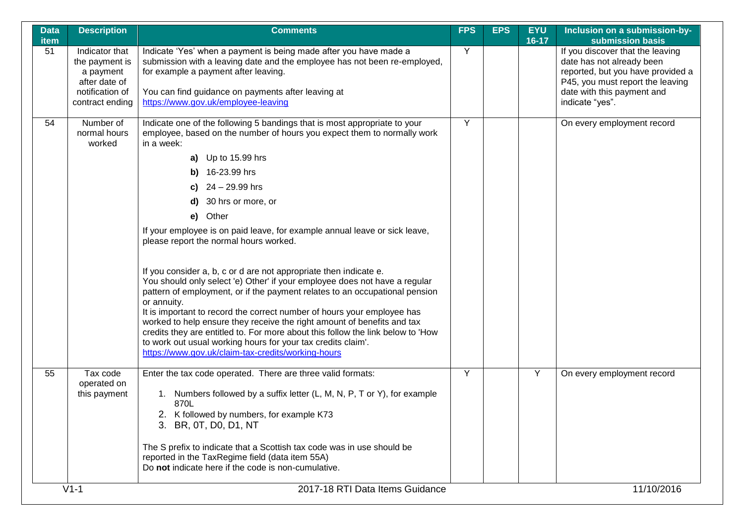| Data item | Description | Comments | FPS | EPS | EYU 16-17 | Inclusion on a submission-by-submission basis |
|---|---|---|---|---|---|---|
| 51 | Indicator that the payment is a payment after date of notification of contract ending | Indicate 'Yes' when a payment is being made after you have made a submission with a leaving date and the employee has not been re-employed, for example a payment after leaving.<br><br>You can find guidance on payments after leaving at https://www.gov.uk/employee-leaving | Y | | | If you discover that the leaving date has not already been reported, but you have provided a P45, you must report the leaving date with this payment and indicate "yes". |
| 54 | Number of normal hours worked | Indicate one of the following 5 bandings that is most appropriate to your employee, based on the number of hours you expect them to normally work in a week:<br><br>**a)** Up to 15.99 hrs<br>**b)** 16-23.99 hrs<br>**c)** 24 – 29.99 hrs<br>**d)** 30 hrs or more, or<br>**e)** Other<br><br>If your employee is on paid leave, for example annual leave or sick leave, please report the normal hours worked.<br><br>If you consider a, b, c or d are not appropriate then indicate e.<br>You should only select 'e) Other' if your employee does not have a regular pattern of employment, or if the payment relates to an occupational pension or annuity.<br>It is important to record the correct number of hours your employee has worked to help ensure they receive the right amount of benefits and tax credits they are entitled to. For more about this follow the link below to 'How to work out usual working hours for your tax credits claim'.<br>https://www.gov.uk/claim-tax-credits/working-hours | Y | | | On every employment record |
| 55 | Tax code operated on this payment | Enter the tax code operated. There are three valid formats:<br><br>1. Numbers followed by a suffix letter (L, M, N, P, T or Y), for example 870L<br>2. K followed by numbers, for example K73<br>3. BR, 0T, D0, D1, NT<br><br>The S prefix to indicate that a Scottish tax code was in use should be reported in the TaxRegime field (data item 55A)<br>Do **not** indicate here if the code is non-cumulative. | Y | | Y | On every employment record |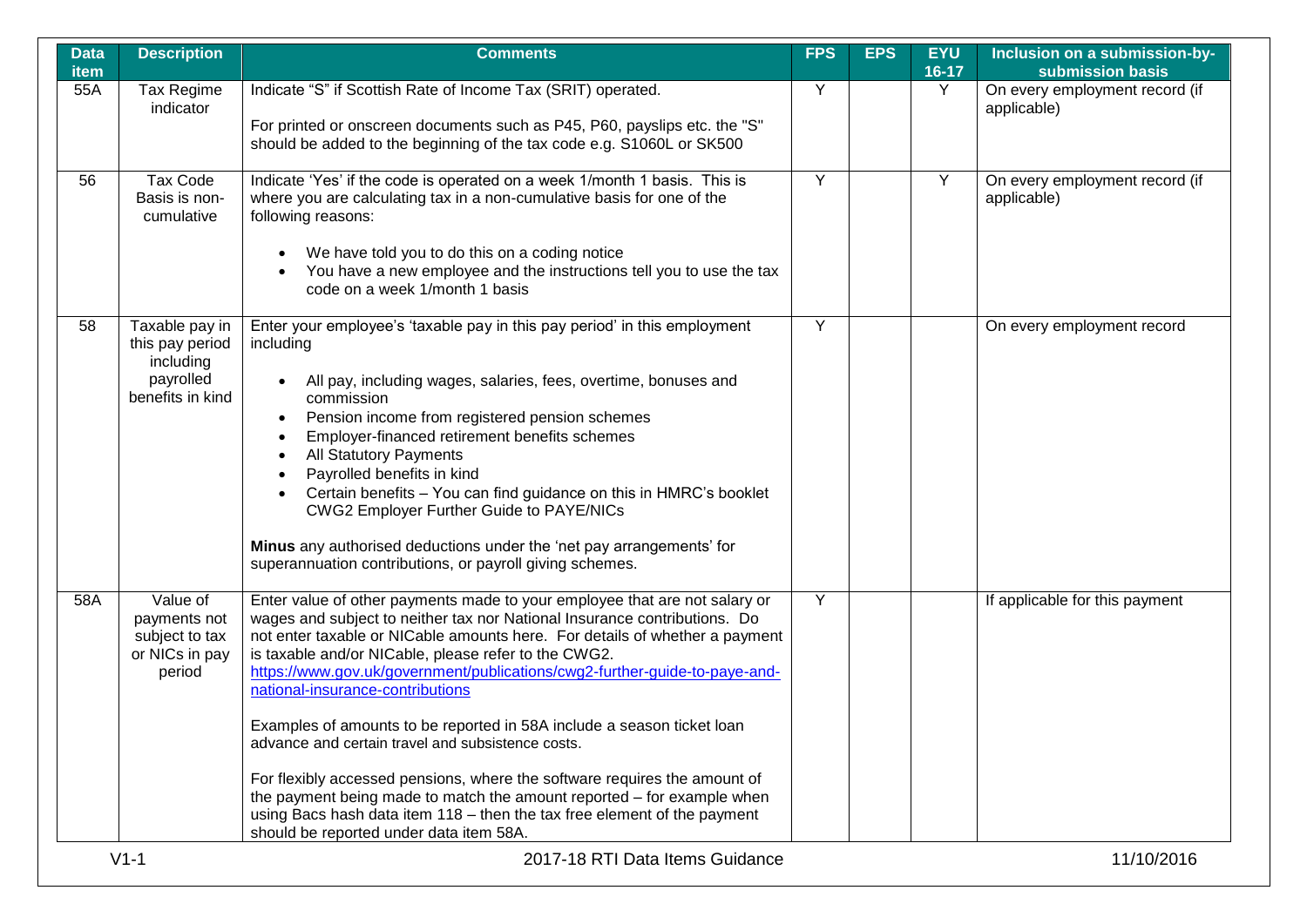| Data item | Description | Comments | FPS | EPS | EYU 16-17 | Inclusion on a submission-by-submission basis |
|---|---|---|---|---|---|---|
| 55A | Tax Regime indicator | Indicate "S" if Scottish Rate of Income Tax (SRIT) operated.<br><br>For printed or onscreen documents such as P45, P60, payslips etc. the "S" should be added to the beginning of the tax code e.g. S1060L or SK500 | Y | | Y | On every employment record (if applicable) |
| 56 | Tax Code Basis is non-cumulative | Indicate 'Yes' if the code is operated on a week 1/month 1 basis. This is where you are calculating tax in a non-cumulative basis for one of the following reasons:<br><br>• We have told you to do this on a coding notice<br>• You have a new employee and the instructions tell you to use the tax code on a week 1/month 1 basis | Y | | Y | On every employment record (if applicable) |
| 58 | Taxable pay in this pay period including payrolled benefits in kind | Enter your employee's 'taxable pay in this pay period' in this employment including<br><br>• All pay, including wages, salaries, fees, overtime, bonuses and commission<br>• Pension income from registered pension schemes<br>• Employer-financed retirement benefits schemes<br>• All Statutory Payments<br>• Payrolled benefits in kind<br>• Certain benefits – You can find guidance on this in HMRC's booklet CWG2 Employer Further Guide to PAYE/NICs<br><br>**Minus** any authorised deductions under the 'net pay arrangements' for superannuation contributions, or payroll giving schemes. | Y | | | On every employment record |
| 58A | Value of payments not subject to tax or NICs in pay period | Enter value of other payments made to your employee that are not salary or wages and subject to neither tax nor National Insurance contributions. Do not enter taxable or NICable amounts here. For details of whether a payment is taxable and/or NICable, please refer to the CWG2. [https://www.gov.uk/government/publications/cwg2-further-guide-to-paye-and-national-insurance-contributions](https://www.gov.uk/government/publications/cwg2-further-guide-to-paye-and-national-insurance-contributions)<br><br>Examples of amounts to be reported in 58A include a season ticket loan advance and certain travel and subsistence costs.<br><br>For flexibly accessed pensions, where the software requires the amount of the payment being made to match the amount reported – for example when using Bacs hash data item 118 – then the tax free element of the payment should be reported under data item 58A. | Y | | | If applicable for this payment |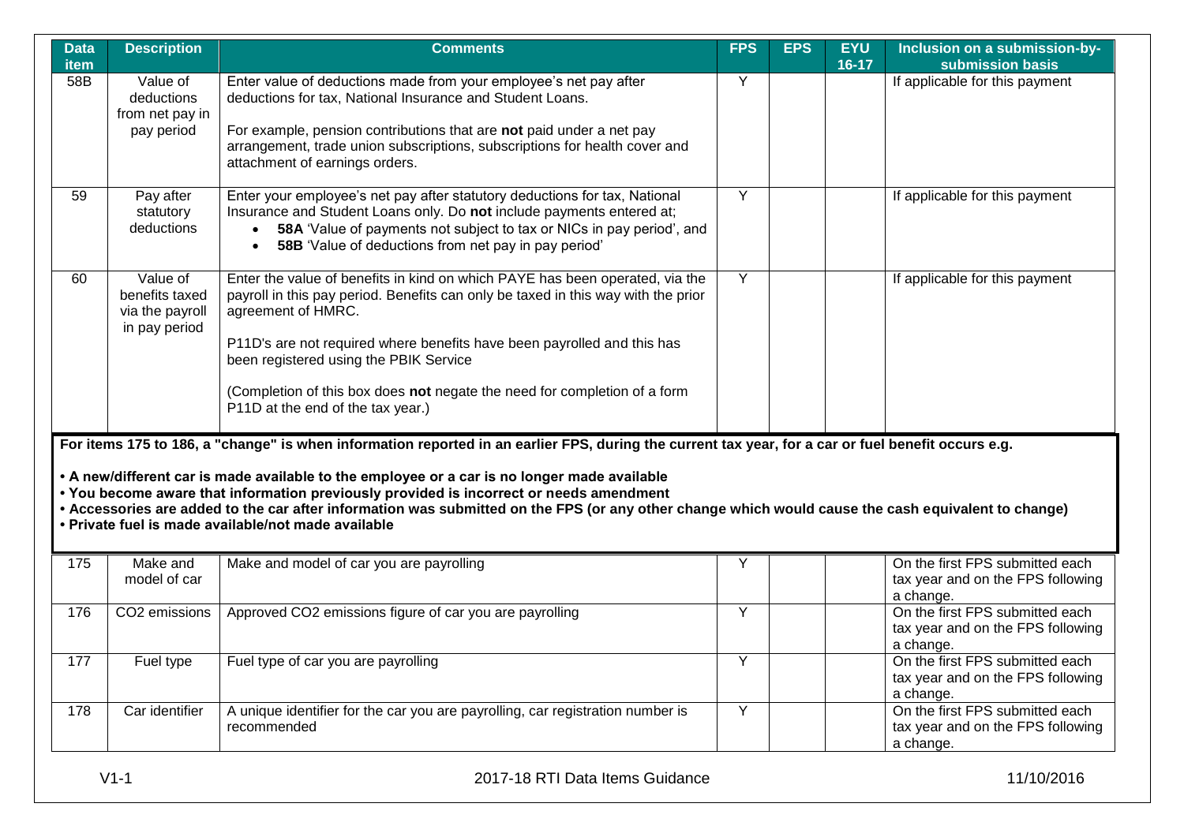| Data item | Description | Comments | FPS | EPS | EYU 16-17 | Inclusion on a submission-by-submission basis |
|---|---|---|---|---|---|---|
| 58B | Value of deductions from net pay in pay period | Enter value of deductions made from your employee's net pay after deductions for tax, National Insurance and Student Loans.<br><br>For example, pension contributions that are **not** paid under a net pay arrangement, trade union subscriptions, subscriptions for health cover and attachment of earnings orders. | Y | | | If applicable for this payment |
| 59 | Pay after statutory deductions | Enter your employee's net pay after statutory deductions for tax, National Insurance and Student Loans only. Do **not** include payments entered at;<br>• **58A** 'Value of payments not subject to tax or NICs in pay period', and<br>• **58B** 'Value of deductions from net pay in pay period' | Y | | | If applicable for this payment |
| 60 | Value of benefits taxed via the payroll in pay period | Enter the value of benefits in kind on which PAYE has been operated, via the payroll in this pay period. Benefits can only be taxed in this way with the prior agreement of HMRC.<br><br>P11D's are not required where benefits have been payrolled and this has been registered using the PBIK Service<br><br>(Completion of this box does **not** negate the need for completion of a form P11D at the end of the tax year.) | Y | | | If applicable for this payment |

**For items 175 to 186, a "change" is when information reported in an earlier FPS, during the current tax year, for a car or fuel benefit occurs e.g.**

- **A new/different car is made available to the employee or a car is no longer made available**
- **You become aware that information previously provided is incorrect or needs amendment**
- **Accessories are added to the car after information was submitted on the FPS (or any other change which would cause the cash equivalent to change)**
- **Private fuel is made available/not made available**

| Data item | Description | Comments | FPS | EPS | EYU 16-17 | Inclusion on a submission-by-submission basis |
|---|---|---|---|---|---|---|
| 175 | Make and model of car | Make and model of car you are payrolling | Y | | | On the first FPS submitted each tax year and on the FPS following a change. |
| 176 | $CO_2$ emissions | Approved $CO_2$ emissions figure of car you are payrolling | Y | | | On the first FPS submitted each tax year and on the FPS following a change. |
| 177 | Fuel type | Fuel type of car you are payrolling | Y | | | On the first FPS submitted each tax year and on the FPS following a change. |
| 178 | Car identifier | A unique identifier for the car you are payrolling, car registration number is recommended | Y | | | On the first FPS submitted each tax year and on the FPS following a change. |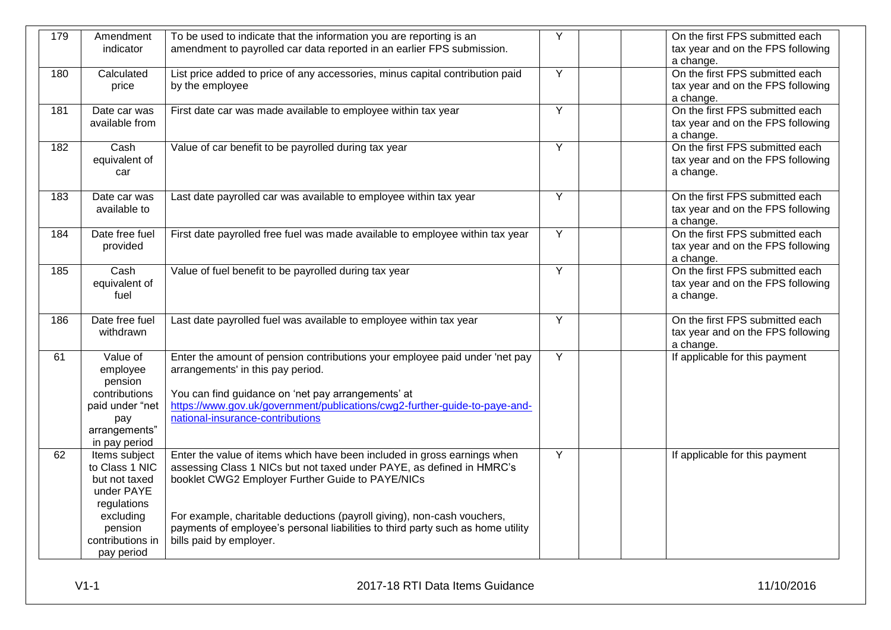| 179 | Amendment indicator | To be used to indicate that the information you are reporting is an amendment to payrolled car data reported in an earlier FPS submission. | Y | | | On the first FPS submitted each tax year and on the FPS following a change. |
|---|---|---|---|---|---|---|
| 180 | Calculated price | List price added to price of any accessories, minus capital contribution paid by the employee | Y | | | On the first FPS submitted each tax year and on the FPS following a change. |
| 181 | Date car was available from | First date car was made available to employee within tax year | Y | | | On the first FPS submitted each tax year and on the FPS following a change. |
| 182 | Cash equivalent of car | Value of car benefit to be payrolled during tax year | Y | | | On the first FPS submitted each tax year and on the FPS following a change. |
| 183 | Date car was available to | Last date payrolled car was available to employee within tax year | Y | | | On the first FPS submitted each tax year and on the FPS following a change. |
| 184 | Date free fuel provided | First date payrolled free fuel was made available to employee within tax year | Y | | | On the first FPS submitted each tax year and on the FPS following a change. |
| 185 | Cash equivalent of fuel | Value of fuel benefit to be payrolled during tax year | Y | | | On the first FPS submitted each tax year and on the FPS following a change. |
| 186 | Date free fuel withdrawn | Last date payrolled fuel was available to employee within tax year | Y | | | On the first FPS submitted each tax year and on the FPS following a change. |
| 61 | Value of employee pension contributions paid under "net pay arrangements" in pay period | Enter the amount of pension contributions your employee paid under 'net pay arrangements' in this pay period.<br><br>You can find guidance on 'net pay arrangements' at https://www.gov.uk/government/publications/cwg2-further-guide-to-paye-and-national-insurance-contributions | Y | | | If applicable for this payment |
| 62 | Items subject to Class 1 NIC but not taxed under PAYE regulations excluding pension contributions in pay period | Enter the value of items which have been included in gross earnings when assessing Class 1 NICs but not taxed under PAYE, as defined in HMRC's booklet CWG2 Employer Further Guide to PAYE/NICs<br><br>For example, charitable deductions (payroll giving), non-cash vouchers, payments of employee's personal liabilities to third party such as home utility bills paid by employer. | Y | | | If applicable for this payment |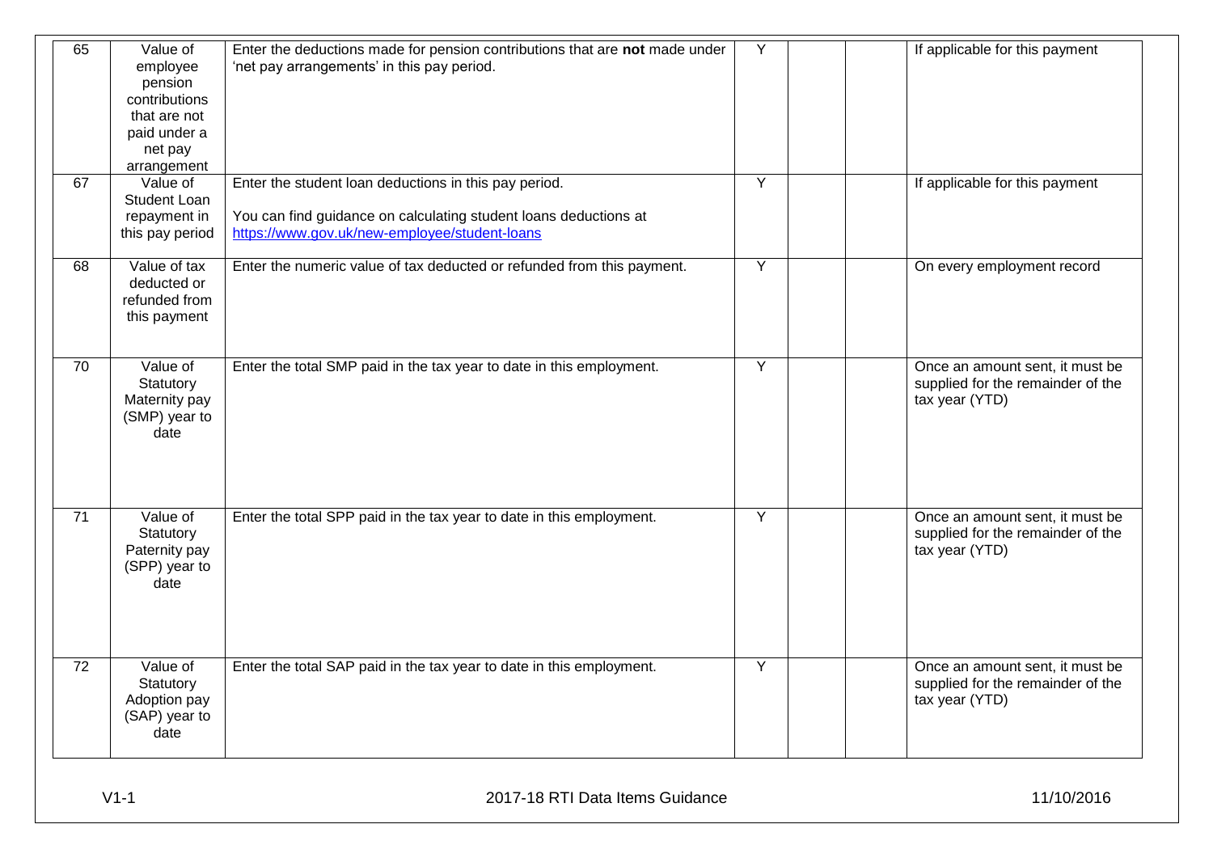| 65 | Value of employee pension contributions that are not paid under a net pay arrangement | Enter the deductions made for pension contributions that are **not** made under 'net pay arrangements' in this pay period. | Y | | | If applicable for this payment |
|---|---|---|---|---|---|---|
| 67 | Value of Student Loan repayment in this pay period | Enter the student loan deductions in this pay period.<br><br>You can find guidance on calculating student loans deductions at https://www.gov.uk/new-employee/student-loans | Y | | | If applicable for this payment |
| 68 | Value of tax deducted or refunded from this payment | Enter the numeric value of tax deducted or refunded from this payment. | Y | | | On every employment record |
| 70 | Value of Statutory Maternity pay (SMP) year to date | Enter the total SMP paid in the tax year to date in this employment. | Y | | | Once an amount sent, it must be supplied for the remainder of the tax year (YTD) |
| 71 | Value of Statutory Paternity pay (SPP) year to date | Enter the total SPP paid in the tax year to date in this employment. | Y | | | Once an amount sent, it must be supplied for the remainder of the tax year (YTD) |
| 72 | Value of Statutory Adoption pay (SAP) year to date | Enter the total SAP paid in the tax year to date in this employment. | Y | | | Once an amount sent, it must be supplied for the remainder of the tax year (YTD) |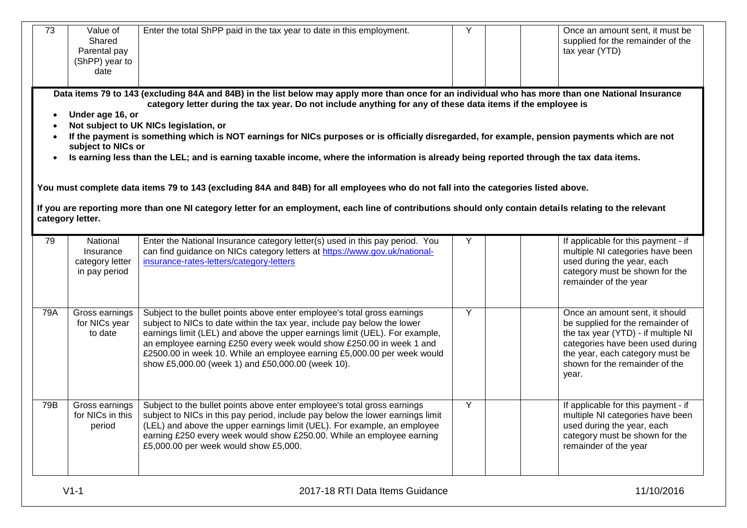| | | | | | | |
|---|---|---|---|---|---|---|
| 73 | Value of Shared Parental pay (ShPP) year to date | Enter the total ShPP paid in the tax year to date in this employment. | Y | | | Once an amount sent, it must be supplied for the remainder of the tax year (YTD) |

**Data items 79 to 143 (excluding 84A and 84B) in the list below may apply more than once for an individual who has more than one National Insurance category letter during the tax year. Do not include anything for any of these data items if the employee is**

- **Under age 16, or**
- **Not subject to UK NICs legislation, or**
- **If the payment is something which is NOT earnings for NICs purposes or is officially disregarded, for example, pension payments which are not subject to NICs or**
- **Is earning less than the LEL; and is earning taxable income, where the information is already being reported through the tax data items.**

**You must complete data items 79 to 143 (excluding 84A and 84B) for all employees who do not fall into the categories listed above.**

**If you are reporting more than one NI category letter for an employment, each line of contributions should only contain details relating to the relevant category letter.**

| | | | | | | |
|---|---|---|---|---|---|---|
| 79 | National Insurance category letter in pay period | Enter the National Insurance category letter(s) used in this pay period. You can find guidance on NICs category letters at https://www.gov.uk/national-insurance-rates-letters/category-letters | Y | | | If applicable for this payment - if multiple NI categories have been used during the year, each category must be shown for the remainder of the year |
| 79A | Gross earnings for NICs year to date | Subject to the bullet points above enter employee's total gross earnings subject to NICs to date within the tax year, include pay below the lower earnings limit (LEL) and above the upper earnings limit (UEL). For example, an employee earning £250 every week would show £250.00 in week 1 and £2500.00 in week 10. While an employee earning £5,000.00 per week would show £5,000.00 (week 1) and £50,000.00 (week 10). | Y | | | Once an amount sent, it should be supplied for the remainder of the tax year (YTD) - if multiple NI categories have been used during the year, each category must be shown for the remainder of the year. |
| 79B | Gross earnings for NICs in this period | Subject to the bullet points above enter employee's total gross earnings subject to NICs in this pay period, include pay below the lower earnings limit (LEL) and above the upper earnings limit (UEL). For example, an employee earning £250 every week would show £250.00. While an employee earning £5,000.00 per week would show £5,000. | Y | | | If applicable for this payment - if multiple NI categories have been used during the year, each category must be shown for the remainder of the year |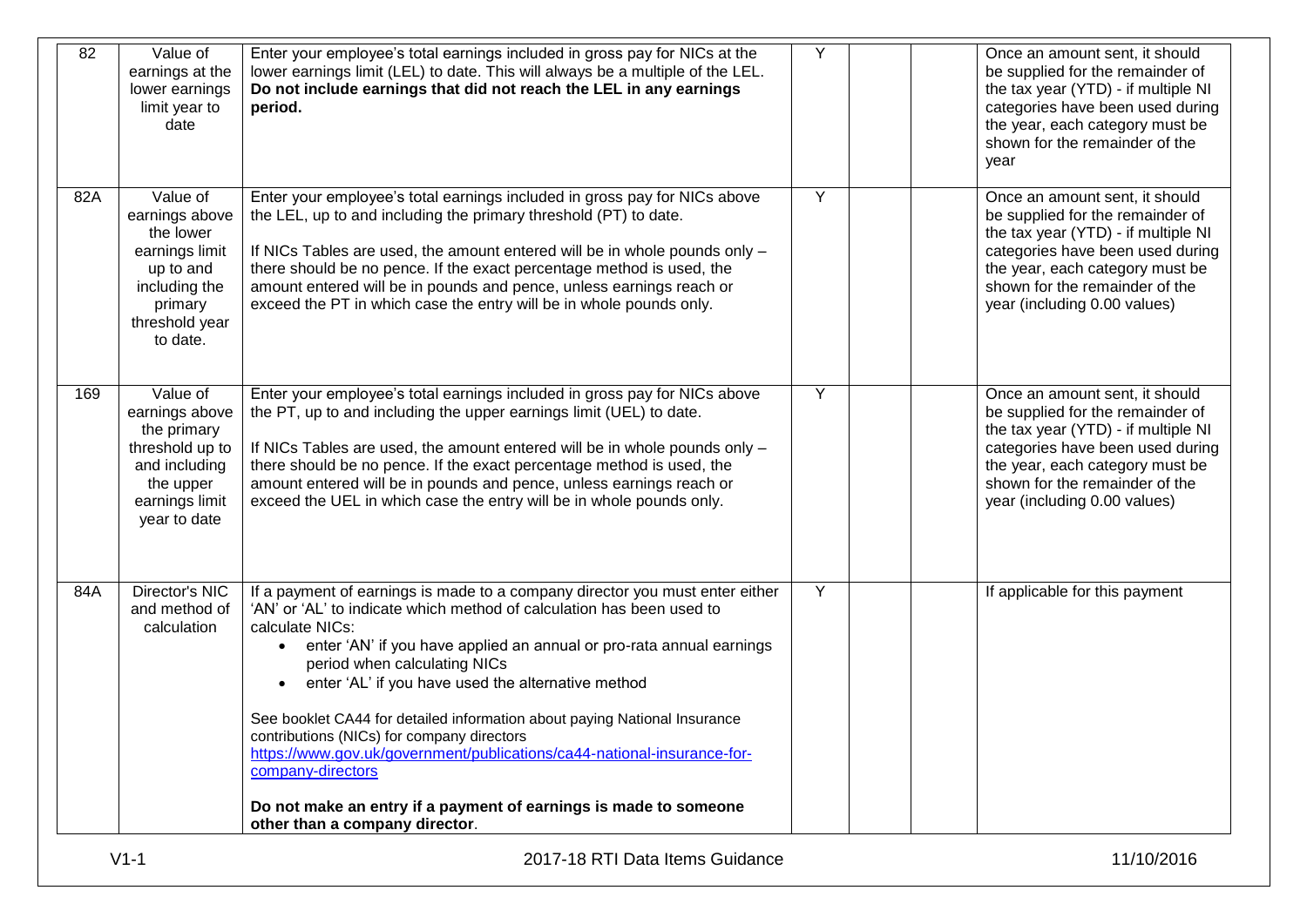| 82 | Value of earnings at the lower earnings limit year to date | Enter your employee's total earnings included in gross pay for NICs at the lower earnings limit (LEL) to date. This will always be a multiple of the LEL. **Do not include earnings that did not reach the LEL in any earnings period.** | Y | | | Once an amount sent, it should be supplied for the remainder of the tax year (YTD) - if multiple NI categories have been used during the year, each category must be shown for the remainder of the year |
|---|---|---|---|---|---|---|
| 82A | Value of earnings above the lower earnings limit up to and including the primary threshold year to date. | Enter your employee's total earnings included in gross pay for NICs above the LEL, up to and including the primary threshold (PT) to date.<br><br>If NICs Tables are used, the amount entered will be in whole pounds only – there should be no pence. If the exact percentage method is used, the amount entered will be in pounds and pence, unless earnings reach or exceed the PT in which case the entry will be in whole pounds only. | Y | | | Once an amount sent, it should be supplied for the remainder of the tax year (YTD) - if multiple NI categories have been used during the year, each category must be shown for the remainder of the year (including 0.00 values) |
| 169 | Value of earnings above the primary threshold up to and including the upper earnings limit year to date | Enter your employee's total earnings included in gross pay for NICs above the PT, up to and including the upper earnings limit (UEL) to date.<br><br>If NICs Tables are used, the amount entered will be in whole pounds only – there should be no pence. If the exact percentage method is used, the amount entered will be in pounds and pence, unless earnings reach or exceed the UEL in which case the entry will be in whole pounds only. | Y | | | Once an amount sent, it should be supplied for the remainder of the tax year (YTD) - if multiple NI categories have been used during the year, each category must be shown for the remainder of the year (including 0.00 values) |
| 84A | Director's NIC and method of calculation | If a payment of earnings is made to a company director you must enter either 'AN' or 'AL' to indicate which method of calculation has been used to calculate NICs:<br>• enter 'AN' if you have applied an annual or pro-rata annual earnings period when calculating NICs<br>• enter 'AL' if you have used the alternative method<br><br>See booklet CA44 for detailed information about paying National Insurance contributions (NICs) for company directors https://www.gov.uk/government/publications/ca44-national-insurance-for-company-directors<br><br>**Do not make an entry if a payment of earnings is made to someone other than a company director**. | Y | | | If applicable for this payment |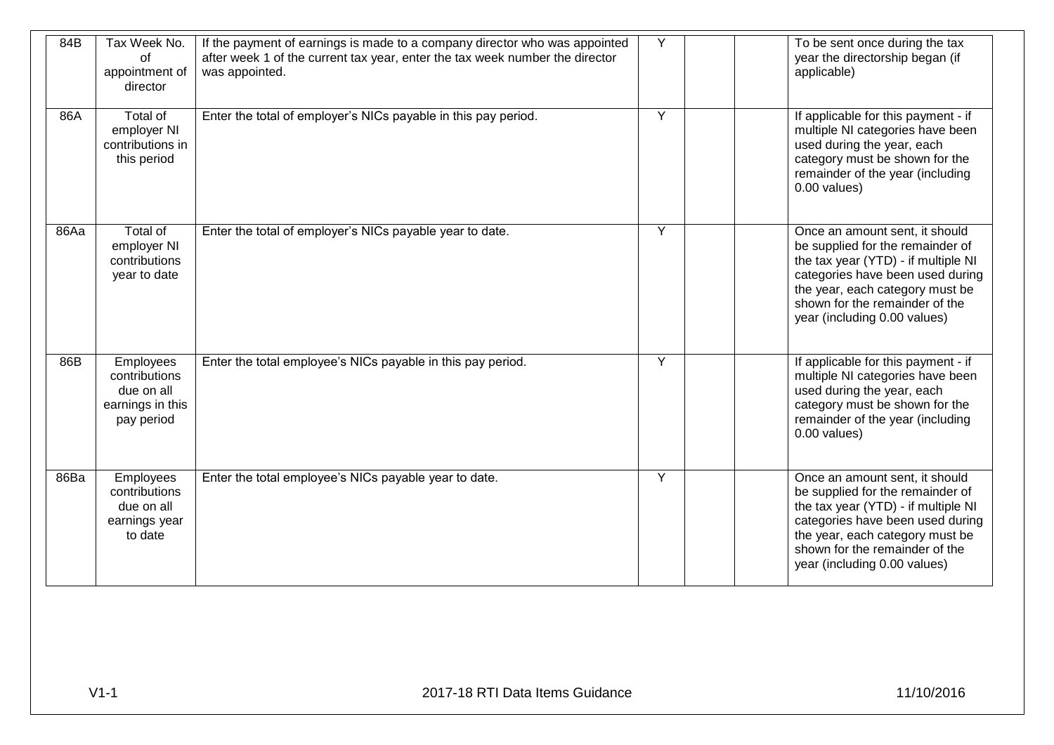| 84B | Tax Week No. of appointment of director | If the payment of earnings is made to a company director who was appointed after week 1 of the current tax year, enter the tax week number the director was appointed. | Y | | | To be sent once during the tax year the directorship began (if applicable) |
|---|---|---|---|---|---|---|
| 86A | Total of employer NI contributions in this period | Enter the total of employer's NICs payable in this pay period. | Y | | | If applicable for this payment - if multiple NI categories have been used during the year, each category must be shown for the remainder of the year (including 0.00 values) |
| 86Aa | Total of employer NI contributions year to date | Enter the total of employer's NICs payable year to date. | Y | | | Once an amount sent, it should be supplied for the remainder of the tax year (YTD) - if multiple NI categories have been used during the year, each category must be shown for the remainder of the year (including 0.00 values) |
| 86B | Employees contributions due on all earnings in this pay period | Enter the total employee's NICs payable in this pay period. | Y | | | If applicable for this payment - if multiple NI categories have been used during the year, each category must be shown for the remainder of the year (including 0.00 values) |
| 86Ba | Employees contributions due on all earnings year to date | Enter the total employee's NICs payable year to date. | Y | | | Once an amount sent, it should be supplied for the remainder of the tax year (YTD) - if multiple NI categories have been used during the year, each category must be shown for the remainder of the year (including 0.00 values) |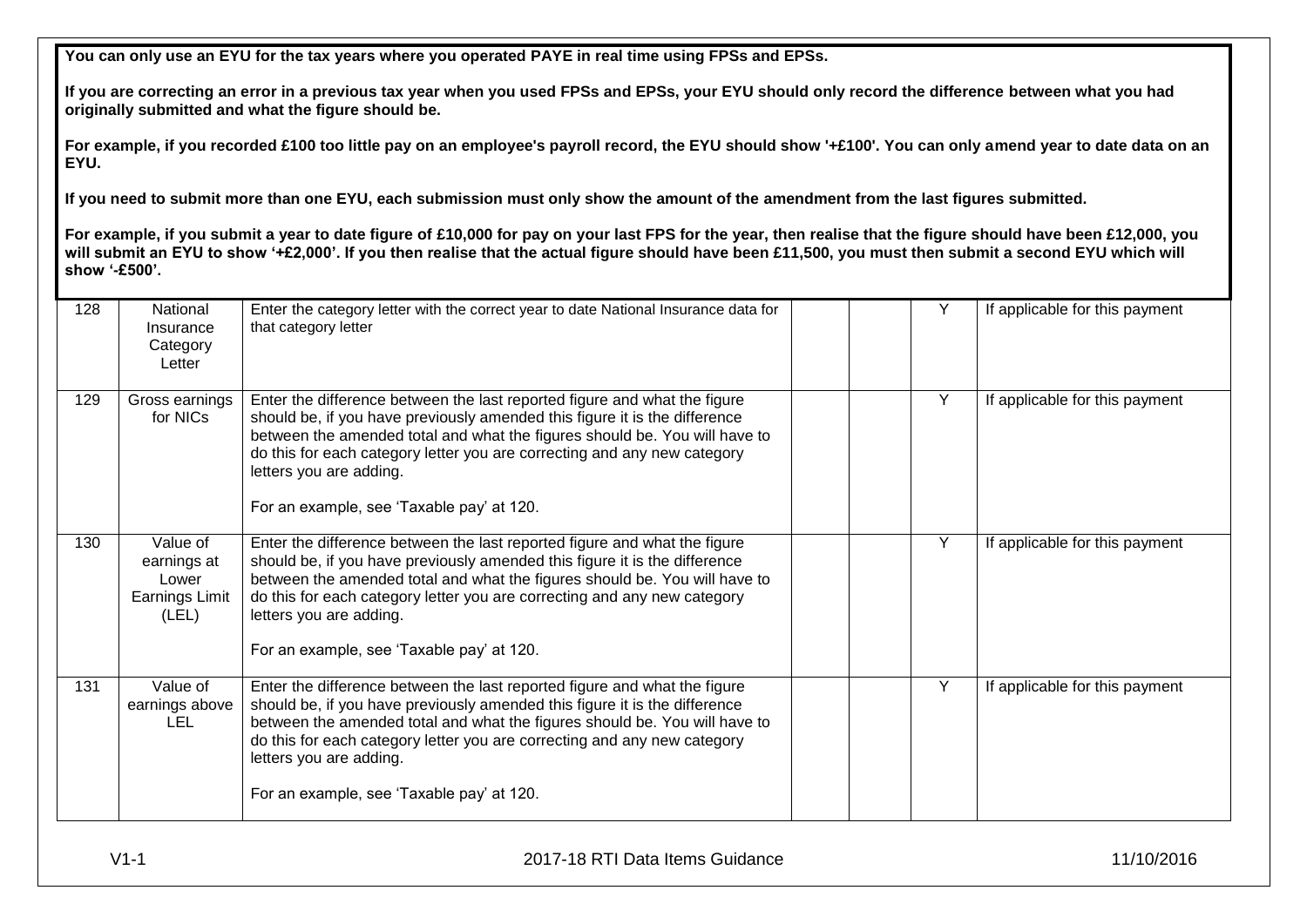**You can only use an EYU for the tax years where you operated PAYE in real time using FPSs and EPSs.**

**If you are correcting an error in a previous tax year when you used FPSs and EPSs, your EYU should only record the difference between what you had originally submitted and what the figure should be.**

**For example, if you recorded £100 too little pay on an employee's payroll record, the EYU should show '+£100'. You can only amend year to date data on an EYU.**

**If you need to submit more than one EYU, each submission must only show the amount of the amendment from the last figures submitted.**

**For example, if you submit a year to date figure of £10,000 for pay on your last FPS for the year, then realise that the figure should have been £12,000, you will submit an EYU to show '+£2,000'. If you then realise that the actual figure should have been £11,500, you must then submit a second EYU which will show '-£500'.**

| | | | | | | |
|---|---|---|---|---|---|---|
| 128 | National Insurance Category Letter | Enter the category letter with the correct year to date National Insurance data for that category letter | | | Y | If applicable for this payment |
| 129 | Gross earnings for NICs | Enter the difference between the last reported figure and what the figure should be, if you have previously amended this figure it is the difference between the amended total and what the figures should be. You will have to do this for each category letter you are correcting and any new category letters you are adding.<br><br>For an example, see 'Taxable pay' at 120. | | | Y | If applicable for this payment |
| 130 | Value of earnings at Lower Earnings Limit (LEL) | Enter the difference between the last reported figure and what the figure should be, if you have previously amended this figure it is the difference between the amended total and what the figures should be. You will have to do this for each category letter you are correcting and any new category letters you are adding.<br><br>For an example, see 'Taxable pay' at 120. | | | Y | If applicable for this payment |
| 131 | Value of earnings above LEL | Enter the difference between the last reported figure and what the figure should be, if you have previously amended this figure it is the difference between the amended total and what the figures should be. You will have to do this for each category letter you are correcting and any new category letters you are adding.<br><br>For an example, see 'Taxable pay' at 120. | | | Y | If applicable for this payment |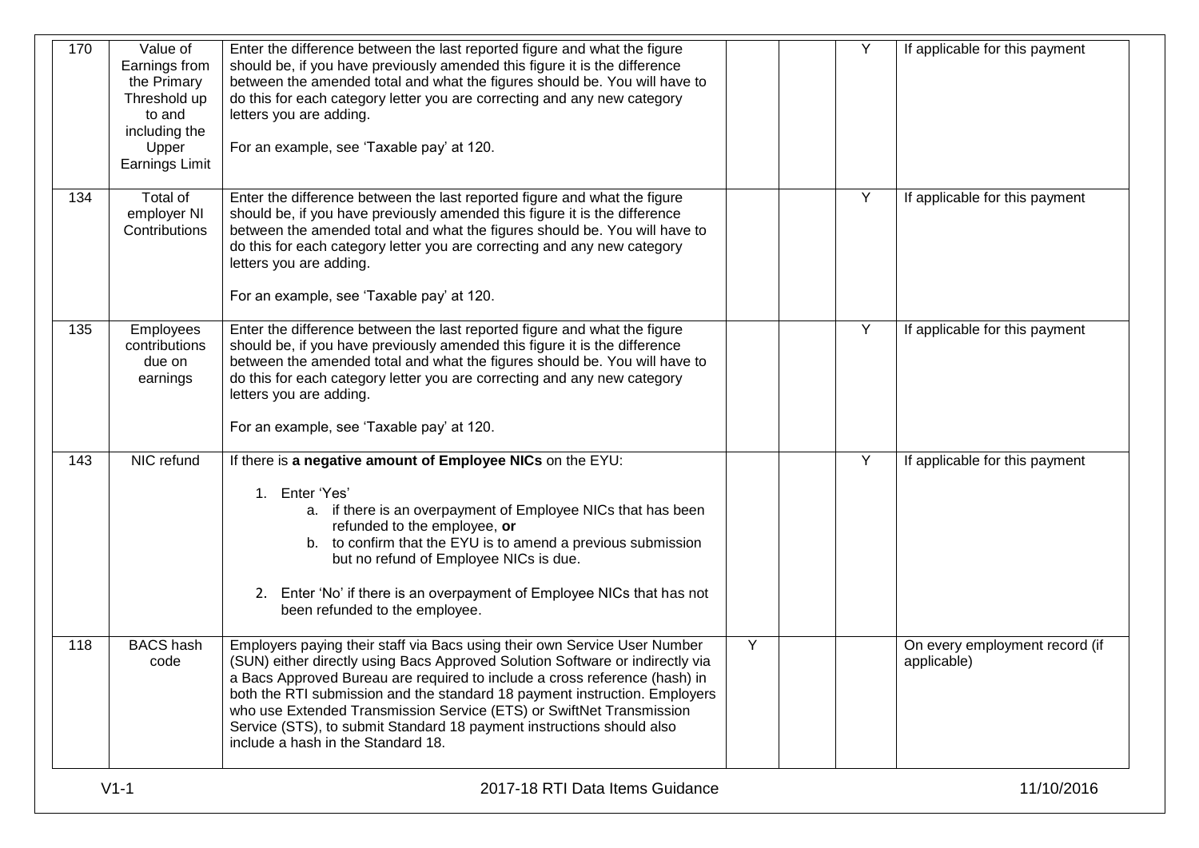| 170 | Value of Earnings from the Primary Threshold up to and including the Upper Earnings Limit | Enter the difference between the last reported figure and what the figure should be, if you have previously amended this figure it is the difference between the amended total and what the figures should be. You will have to do this for each category letter you are correcting and any new category letters you are adding.<br><br>For an example, see 'Taxable pay' at 120. | | | Y | If applicable for this payment |
|---|---|---|---|---|---|---|
| 134 | Total of employer NI Contributions | Enter the difference between the last reported figure and what the figure should be, if you have previously amended this figure it is the difference between the amended total and what the figures should be. You will have to do this for each category letter you are correcting and any new category letters you are adding.<br><br>For an example, see 'Taxable pay' at 120. | | | Y | If applicable for this payment |
| 135 | Employees contributions due on earnings | Enter the difference between the last reported figure and what the figure should be, if you have previously amended this figure it is the difference between the amended total and what the figures should be. You will have to do this for each category letter you are correcting and any new category letters you are adding.<br><br>For an example, see 'Taxable pay' at 120. | | | Y | If applicable for this payment |
| 143 | NIC refund | If there is **a negative amount of Employee NICs** on the EYU:<br><br>1. Enter 'Yes'<br>a. if there is an overpayment of Employee NICs that has been refunded to the employee, **or**<br>b. to confirm that the EYU is to amend a previous submission but no refund of Employee NICs is due.<br><br>2. Enter 'No' if there is an overpayment of Employee NICs that has not been refunded to the employee. | | | Y | If applicable for this payment |
| 118 | BACS hash code | Employers paying their staff via Bacs using their own Service User Number (SUN) either directly using Bacs Approved Solution Software or indirectly via a Bacs Approved Bureau are required to include a cross reference (hash) in both the RTI submission and the standard 18 payment instruction. Employers who use Extended Transmission Service (ETS) or SwiftNet Transmission Service (STS), to submit Standard 18 payment instructions should also include a hash in the Standard 18. | Y | | | On every employment record (if applicable) |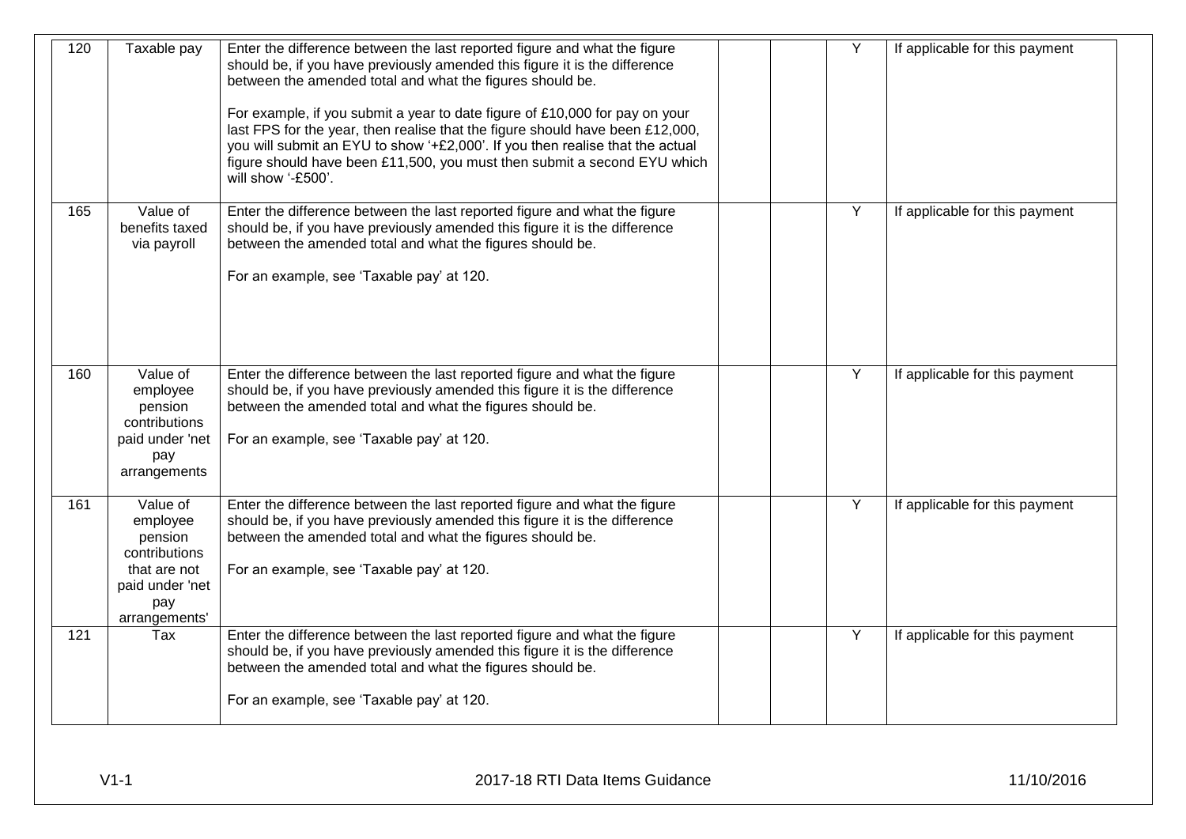| 120 | Taxable pay | Enter the difference between the last reported figure and what the figure should be, if you have previously amended this figure it is the difference between the amended total and what the figures should be.<br><br>For example, if you submit a year to date figure of £10,000 for pay on your last FPS for the year, then realise that the figure should have been £12,000, you will submit an EYU to show '+£2,000'. If you then realise that the actual figure should have been £11,500, you must then submit a second EYU which will show '-£500'. | | | Y | If applicable for this payment |
|---|---|---|---|---|---|---|
| 165 | Value of benefits taxed via payroll | Enter the difference between the last reported figure and what the figure should be, if you have previously amended this figure it is the difference between the amended total and what the figures should be.<br><br>For an example, see 'Taxable pay' at 120. | | | Y | If applicable for this payment |
| 160 | Value of employee pension contributions paid under 'net pay arrangements | Enter the difference between the last reported figure and what the figure should be, if you have previously amended this figure it is the difference between the amended total and what the figures should be.<br><br>For an example, see 'Taxable pay' at 120. | | | Y | If applicable for this payment |
| 161 | Value of employee pension contributions that are not paid under 'net pay arrangements' | Enter the difference between the last reported figure and what the figure should be, if you have previously amended this figure it is the difference between the amended total and what the figures should be.<br><br>For an example, see 'Taxable pay' at 120. | | | Y | If applicable for this payment |
| 121 | Tax | Enter the difference between the last reported figure and what the figure should be, if you have previously amended this figure it is the difference between the amended total and what the figures should be.<br><br>For an example, see 'Taxable pay' at 120. | | | Y | If applicable for this payment |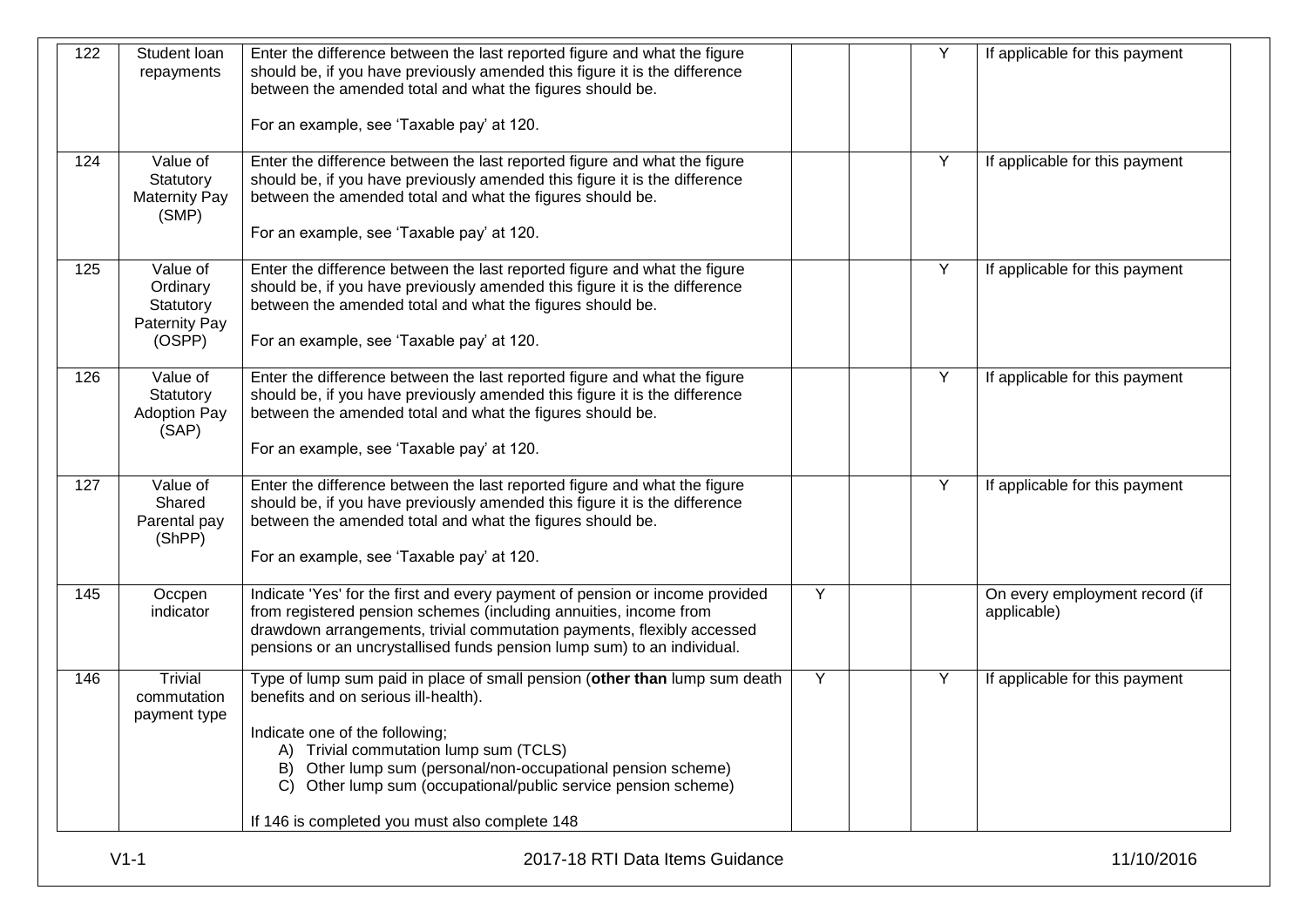| | | | | | | |
|---|---|---|---|---|---|---|
| 122 | Student loan repayments | Enter the difference between the last reported figure and what the figure should be, if you have previously amended this figure it is the difference between the amended total and what the figures should be.<br><br>For an example, see 'Taxable pay' at 120. | | | Y | If applicable for this payment |
| 124 | Value of Statutory Maternity Pay (SMP) | Enter the difference between the last reported figure and what the figure should be, if you have previously amended this figure it is the difference between the amended total and what the figures should be.<br><br>For an example, see 'Taxable pay' at 120. | | | Y | If applicable for this payment |
| 125 | Value of Ordinary Statutory Paternity Pay (OSPP) | Enter the difference between the last reported figure and what the figure should be, if you have previously amended this figure it is the difference between the amended total and what the figures should be.<br><br>For an example, see 'Taxable pay' at 120. | | | Y | If applicable for this payment |
| 126 | Value of Statutory Adoption Pay (SAP) | Enter the difference between the last reported figure and what the figure should be, if you have previously amended this figure it is the difference between the amended total and what the figures should be.<br><br>For an example, see 'Taxable pay' at 120. | | | Y | If applicable for this payment |
| 127 | Value of Shared Parental pay (ShPP) | Enter the difference between the last reported figure and what the figure should be, if you have previously amended this figure it is the difference between the amended total and what the figures should be.<br><br>For an example, see 'Taxable pay' at 120. | | | Y | If applicable for this payment |
| 145 | Occpen indicator | Indicate 'Yes' for the first and every payment of pension or income provided from registered pension schemes (including annuities, income from drawdown arrangements, trivial commutation payments, flexibly accessed pensions or an uncrystallised funds pension lump sum) to an individual. | Y | | | On every employment record (if applicable) |
| 146 | Trivial commutation payment type | Type of lump sum paid in place of small pension (**other than** lump sum death benefits and on serious ill-health).<br><br>Indicate one of the following;<br>A) Trivial commutation lump sum (TCLS)<br>B) Other lump sum (personal/non-occupational pension scheme)<br>C) Other lump sum (occupational/public service pension scheme)<br><br>If 146 is completed you must also complete 148 | Y | | Y | If applicable for this payment |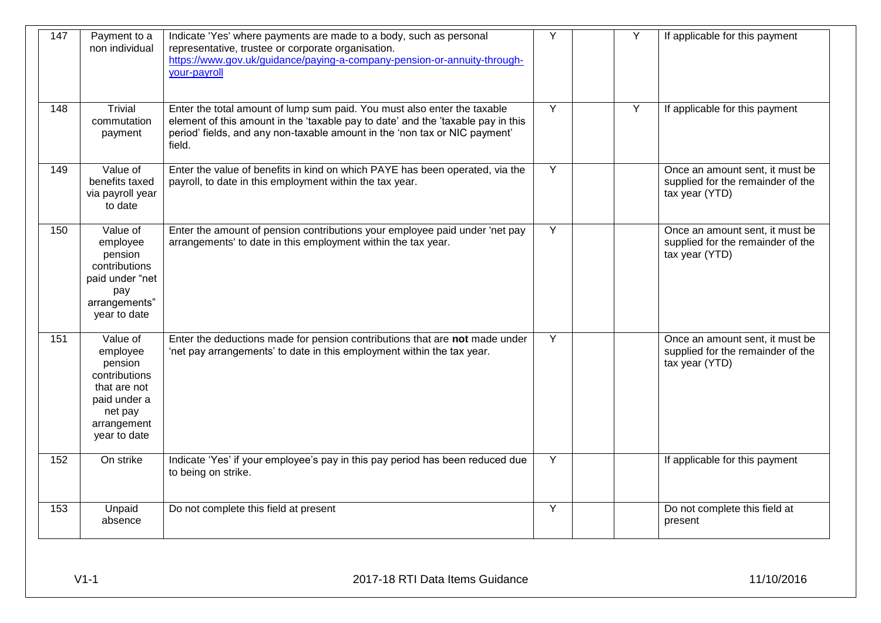| | | | | | | |
|---|---|---|---|---|---|---|
| 147 | Payment to a non individual | Indicate 'Yes' where payments are made to a body, such as personal representative, trustee or corporate organisation. https://www.gov.uk/guidance/paying-a-company-pension-or-annuity-through-your-payroll | Y | | Y | If applicable for this payment |
| 148 | Trivial commutation payment | Enter the total amount of lump sum paid. You must also enter the taxable element of this amount in the 'taxable pay to date' and the 'taxable pay in this period' fields, and any non-taxable amount in the 'non tax or NIC payment' field. | Y | | Y | If applicable for this payment |
| 149 | Value of benefits taxed via payroll year to date | Enter the value of benefits in kind on which PAYE has been operated, via the payroll, to date in this employment within the tax year. | Y | | | Once an amount sent, it must be supplied for the remainder of the tax year (YTD) |
| 150 | Value of employee pension contributions paid under "net pay arrangements" year to date | Enter the amount of pension contributions your employee paid under 'net pay arrangements' to date in this employment within the tax year. | Y | | | Once an amount sent, it must be supplied for the remainder of the tax year (YTD) |
| 151 | Value of employee pension contributions that are not paid under a net pay arrangement year to date | Enter the deductions made for pension contributions that are **not** made under 'net pay arrangements' to date in this employment within the tax year. | Y | | | Once an amount sent, it must be supplied for the remainder of the tax year (YTD) |
| 152 | On strike | Indicate 'Yes' if your employee's pay in this pay period has been reduced due to being on strike. | Y | | | If applicable for this payment |
| 153 | Unpaid absence | Do not complete this field at present | Y | | | Do not complete this field at present |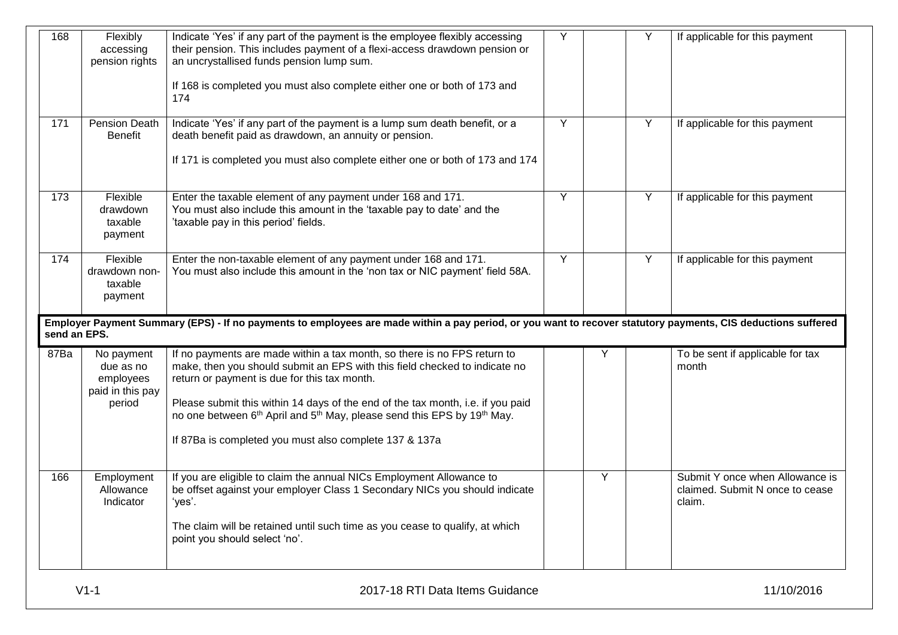| 168 | Flexibly accessing pension rights | Indicate 'Yes' if any part of the payment is the employee flexibly accessing their pension. This includes payment of a flexi-access drawdown pension or an uncrystallised funds pension lump sum.<br><br>If 168 is completed you must also complete either one or both of 173 and 174 | Y | | Y | If applicable for this payment |
|---|---|---|---|---|---|---|
| 171 | Pension Death Benefit | Indicate 'Yes' if any part of the payment is a lump sum death benefit, or a death benefit paid as drawdown, an annuity or pension.<br><br>If 171 is completed you must also complete either one or both of 173 and 174 | Y | | Y | If applicable for this payment |
| 173 | Flexible drawdown taxable payment | Enter the taxable element of any payment under 168 and 171. You must also include this amount in the 'taxable pay to date' and the 'taxable pay in this period' fields. | Y | | Y | If applicable for this payment |
| 174 | Flexible drawdown non-taxable payment | Enter the non-taxable element of any payment under 168 and 171. You must also include this amount in the 'non tax or NIC payment' field 58A. | Y | | Y | If applicable for this payment |
| **Employer Payment Summary (EPS) - If no payments to employees are made within a pay period, or you want to recover statutory payments, CIS deductions suffered send an EPS.** | | | | | | |
| 87Ba | No payment due as no employees paid in this pay period | If no payments are made within a tax month, so there is no FPS return to make, then you should submit an EPS with this field checked to indicate no return or payment is due for this tax month.<br><br>Please submit this within 14 days of the end of the tax month, i.e. if you paid no one between 6th April and 5th May, please send this EPS by 19th May.<br><br>If 87Ba is completed you must also complete 137 & 137a | | Y | | To be sent if applicable for tax month |
| 166 | Employment Allowance Indicator | If you are eligible to claim the annual NICs Employment Allowance to be offset against your employer Class 1 Secondary NICs you should indicate 'yes'.<br><br>The claim will be retained until such time as you cease to qualify, at which point you should select 'no'. | | Y | | Submit Y once when Allowance is claimed. Submit N once to cease claim. |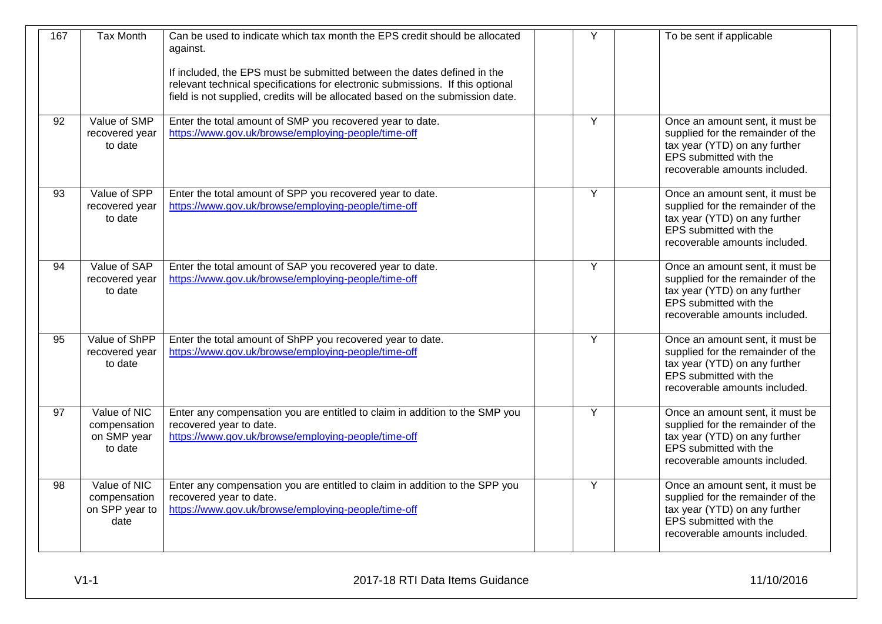| | | | | | | |
|---|---|---|---|---|---|---|
| 167 | Tax Month | Can be used to indicate which tax month the EPS credit should be allocated against.<br><br>If included, the EPS must be submitted between the dates defined in the relevant technical specifications for electronic submissions. If this optional field is not supplied, credits will be allocated based on the submission date. | | Y | | To be sent if applicable |
| 92 | Value of SMP recovered year to date | Enter the total amount of SMP you recovered year to date.<br>https://www.gov.uk/browse/employing-people/time-off | | Y | | Once an amount sent, it must be supplied for the remainder of the tax year (YTD) on any further EPS submitted with the recoverable amounts included. |
| 93 | Value of SPP recovered year to date | Enter the total amount of SPP you recovered year to date.<br>https://www.gov.uk/browse/employing-people/time-off | | Y | | Once an amount sent, it must be supplied for the remainder of the tax year (YTD) on any further EPS submitted with the recoverable amounts included. |
| 94 | Value of SAP recovered year to date | Enter the total amount of SAP you recovered year to date.<br>https://www.gov.uk/browse/employing-people/time-off | | Y | | Once an amount sent, it must be supplied for the remainder of the tax year (YTD) on any further EPS submitted with the recoverable amounts included. |
| 95 | Value of ShPP recovered year to date | Enter the total amount of ShPP you recovered year to date.<br>https://www.gov.uk/browse/employing-people/time-off | | Y | | Once an amount sent, it must be supplied for the remainder of the tax year (YTD) on any further EPS submitted with the recoverable amounts included. |
| 97 | Value of NIC compensation on SMP year to date | Enter any compensation you are entitled to claim in addition to the SMP you recovered year to date.<br>https://www.gov.uk/browse/employing-people/time-off | | Y | | Once an amount sent, it must be supplied for the remainder of the tax year (YTD) on any further EPS submitted with the recoverable amounts included. |
| 98 | Value of NIC compensation on SPP year to date | Enter any compensation you are entitled to claim in addition to the SPP you recovered year to date.<br>https://www.gov.uk/browse/employing-people/time-off | | Y | | Once an amount sent, it must be supplied for the remainder of the tax year (YTD) on any further EPS submitted with the recoverable amounts included. |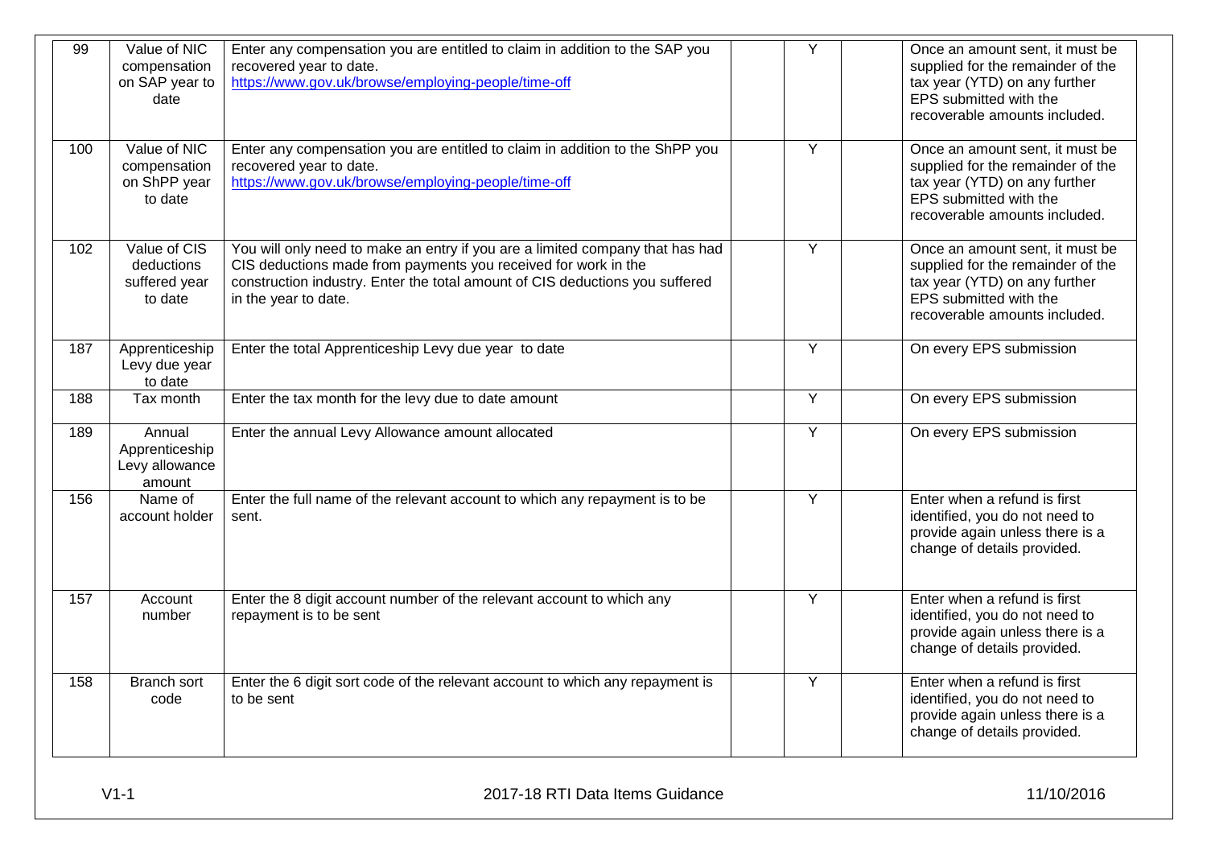| | | | | | | |
|---|---|---|---|---|---|---|
| 99 | Value of NIC compensation on SAP year to date | Enter any compensation you are entitled to claim in addition to the SAP you recovered year to date. https://www.gov.uk/browse/employing-people/time-off | | Y | | Once an amount sent, it must be supplied for the remainder of the tax year (YTD) on any further EPS submitted with the recoverable amounts included. |
| 100 | Value of NIC compensation on ShPP year to date | Enter any compensation you are entitled to claim in addition to the ShPP you recovered year to date. https://www.gov.uk/browse/employing-people/time-off | | Y | | Once an amount sent, it must be supplied for the remainder of the tax year (YTD) on any further EPS submitted with the recoverable amounts included. |
| 102 | Value of CIS deductions suffered year to date | You will only need to make an entry if you are a limited company that has had CIS deductions made from payments you received for work in the construction industry. Enter the total amount of CIS deductions you suffered in the year to date. | | Y | | Once an amount sent, it must be supplied for the remainder of the tax year (YTD) on any further EPS submitted with the recoverable amounts included. |
| 187 | Apprenticeship Levy due year to date | Enter the total Apprenticeship Levy due year to date | | Y | | On every EPS submission |
| 188 | Tax month | Enter the tax month for the levy due to date amount | | Y | | On every EPS submission |
| 189 | Annual Apprenticeship Levy allowance amount | Enter the annual Levy Allowance amount allocated | | Y | | On every EPS submission |
| 156 | Name of account holder | Enter the full name of the relevant account to which any repayment is to be sent. | | Y | | Enter when a refund is first identified, you do not need to provide again unless there is a change of details provided. |
| 157 | Account number | Enter the 8 digit account number of the relevant account to which any repayment is to be sent | | Y | | Enter when a refund is first identified, you do not need to provide again unless there is a change of details provided. |
| 158 | Branch sort code | Enter the 6 digit sort code of the relevant account to which any repayment is to be sent | | Y | | Enter when a refund is first identified, you do not need to provide again unless there is a change of details provided. |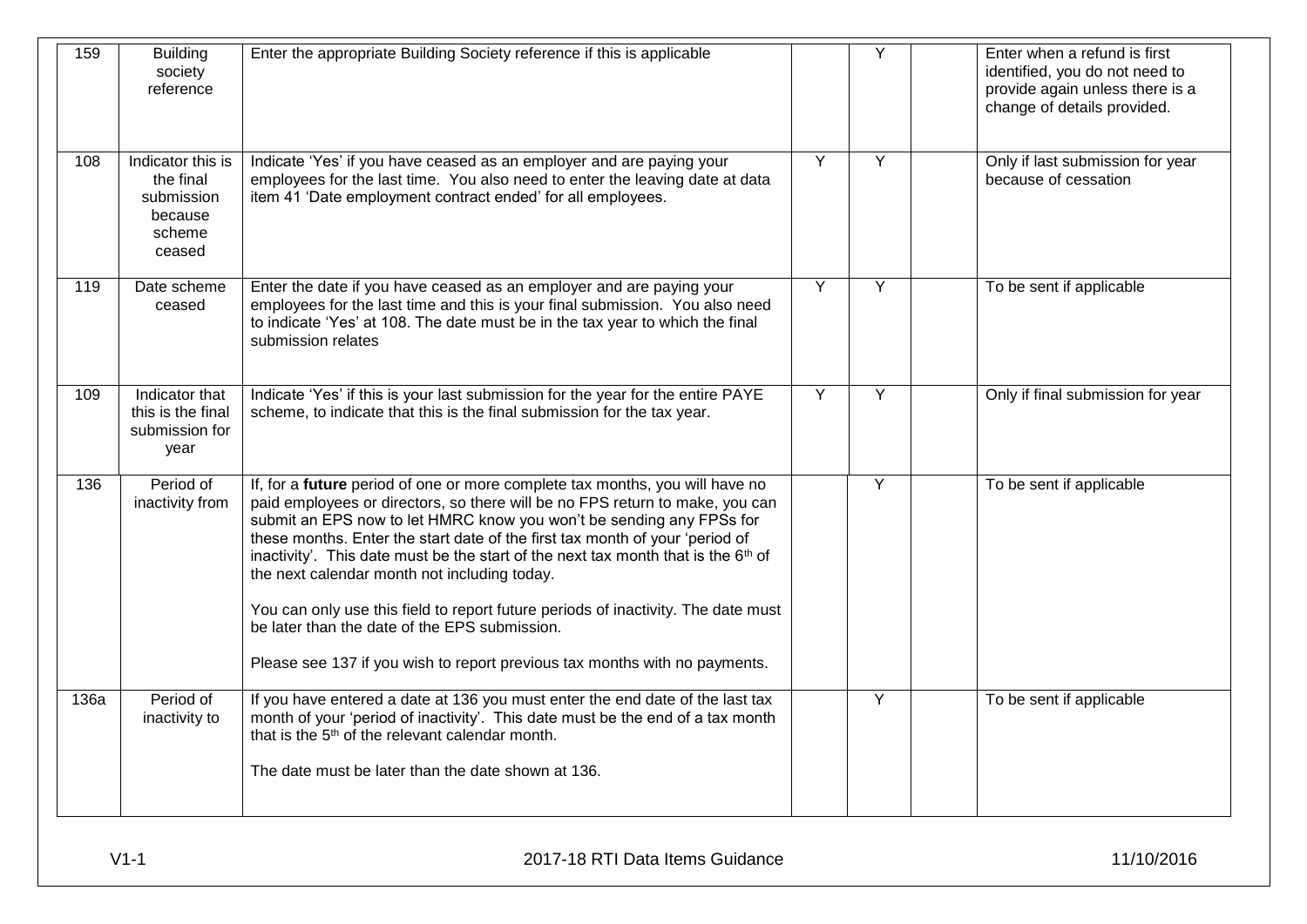| | | | | | | |
|---|---|---|---|---|---|---|
| 159 | Building society reference | Enter the appropriate Building Society reference if this is applicable | | Y | | Enter when a refund is first identified, you do not need to provide again unless there is a change of details provided. |
| 108 | Indicator this is the final submission because scheme ceased | Indicate 'Yes' if you have ceased as an employer and are paying your employees for the last time. You also need to enter the leaving date at data item 41 'Date employment contract ended' for all employees. | Y | Y | | Only if last submission for year because of cessation |
| 119 | Date scheme ceased | Enter the date if you have ceased as an employer and are paying your employees for the last time and this is your final submission. You also need to indicate 'Yes' at 108. The date must be in the tax year to which the final submission relates | Y | Y | | To be sent if applicable |
| 109 | Indicator that this is the final submission for year | Indicate 'Yes' if this is your last submission for the year for the entire PAYE scheme, to indicate that this is the final submission for the tax year. | Y | Y | | Only if final submission for year |
| 136 | Period of inactivity from | If, for a **future** period of one or more complete tax months, you will have no paid employees or directors, so there will be no FPS return to make, you can submit an EPS now to let HMRC know you won't be sending any FPSs for these months. Enter the start date of the first tax month of your 'period of inactivity'. This date must be the start of the next tax month that is the 6th of the next calendar month not including today.<br><br>You can only use this field to report future periods of inactivity. The date must be later than the date of the EPS submission.<br><br>Please see 137 if you wish to report previous tax months with no payments. | | Y | | To be sent if applicable |
| 136a | Period of inactivity to | If you have entered a date at 136 you must enter the end date of the last tax month of your 'period of inactivity'. This date must be the end of a tax month that is the 5th of the relevant calendar month.<br><br>The date must be later than the date shown at 136. | | Y | | To be sent if applicable |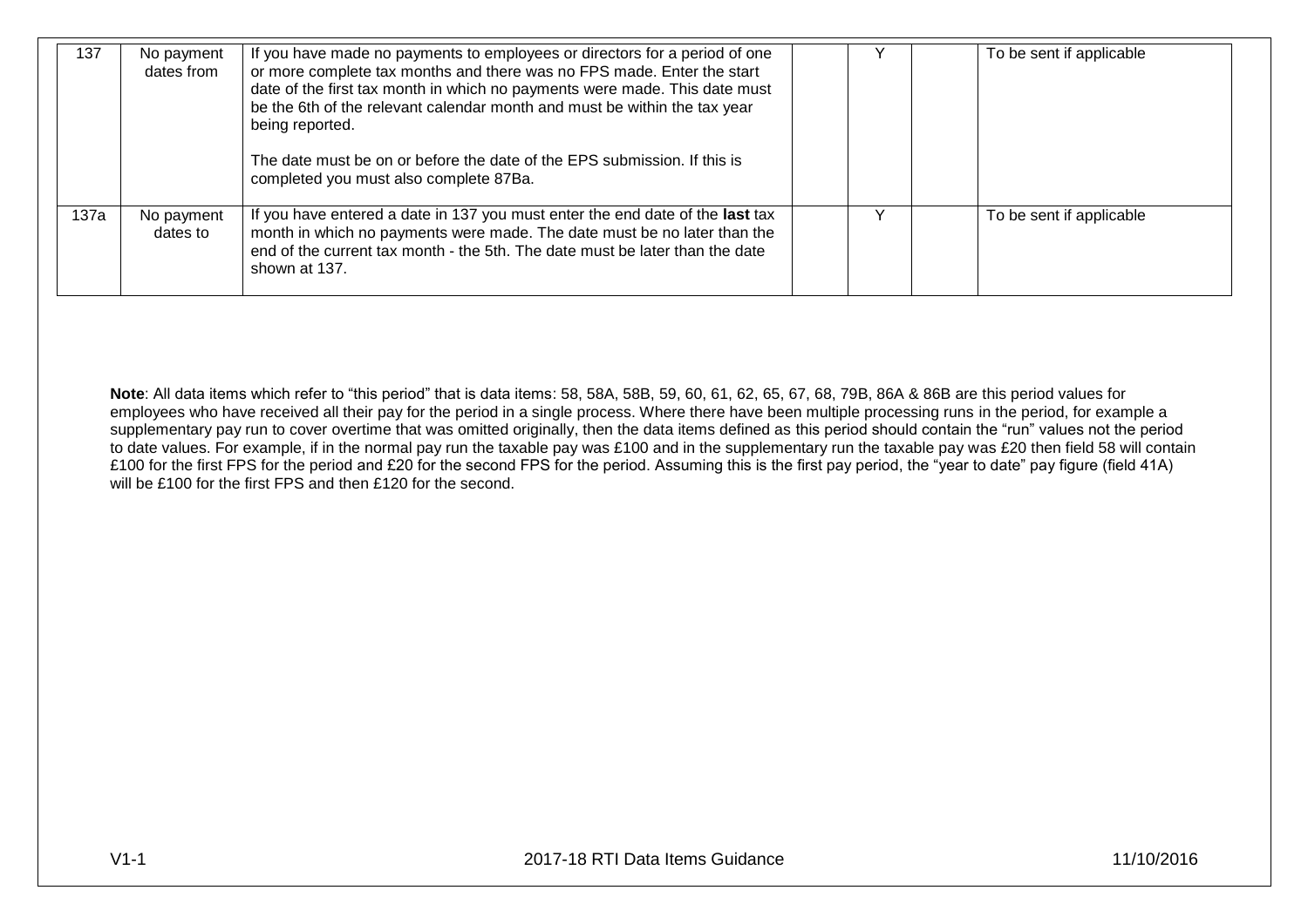| 137 | No payment dates from | If you have made no payments to employees or directors for a period of one or more complete tax months and there was no FPS made. Enter the start date of the first tax month in which no payments were made. This date must be the 6th of the relevant calendar month and must be within the tax year being reported.<br><br>The date must be on or before the date of the EPS submission. If this is completed you must also complete 87Ba. | | Y | | To be sent if applicable |
|---|---|---|---|---|---|---|
| 137a | No payment dates to | If you have entered a date in 137 you must enter the end date of the **last** tax month in which no payments were made. The date must be no later than the end of the current tax month - the 5th. The date must be later than the date shown at 137. | | Y | | To be sent if applicable |

**Note**: All data items which refer to "this period" that is data items: 58, 58A, 58B, 59, 60, 61, 62, 65, 67, 68, 79B, 86A & 86B are this period values for employees who have received all their pay for the period in a single process. Where there have been multiple processing runs in the period, for example a supplementary pay run to cover overtime that was omitted originally, then the data items defined as this period should contain the "run" values not the period to date values. For example, if in the normal pay run the taxable pay was £100 and in the supplementary run the taxable pay was £20 then field 58 will contain £100 for the first FPS for the period and £20 for the second FPS for the period. Assuming this is the first pay period, the "year to date" pay figure (field 41A) will be £100 for the first FPS and then £120 for the second.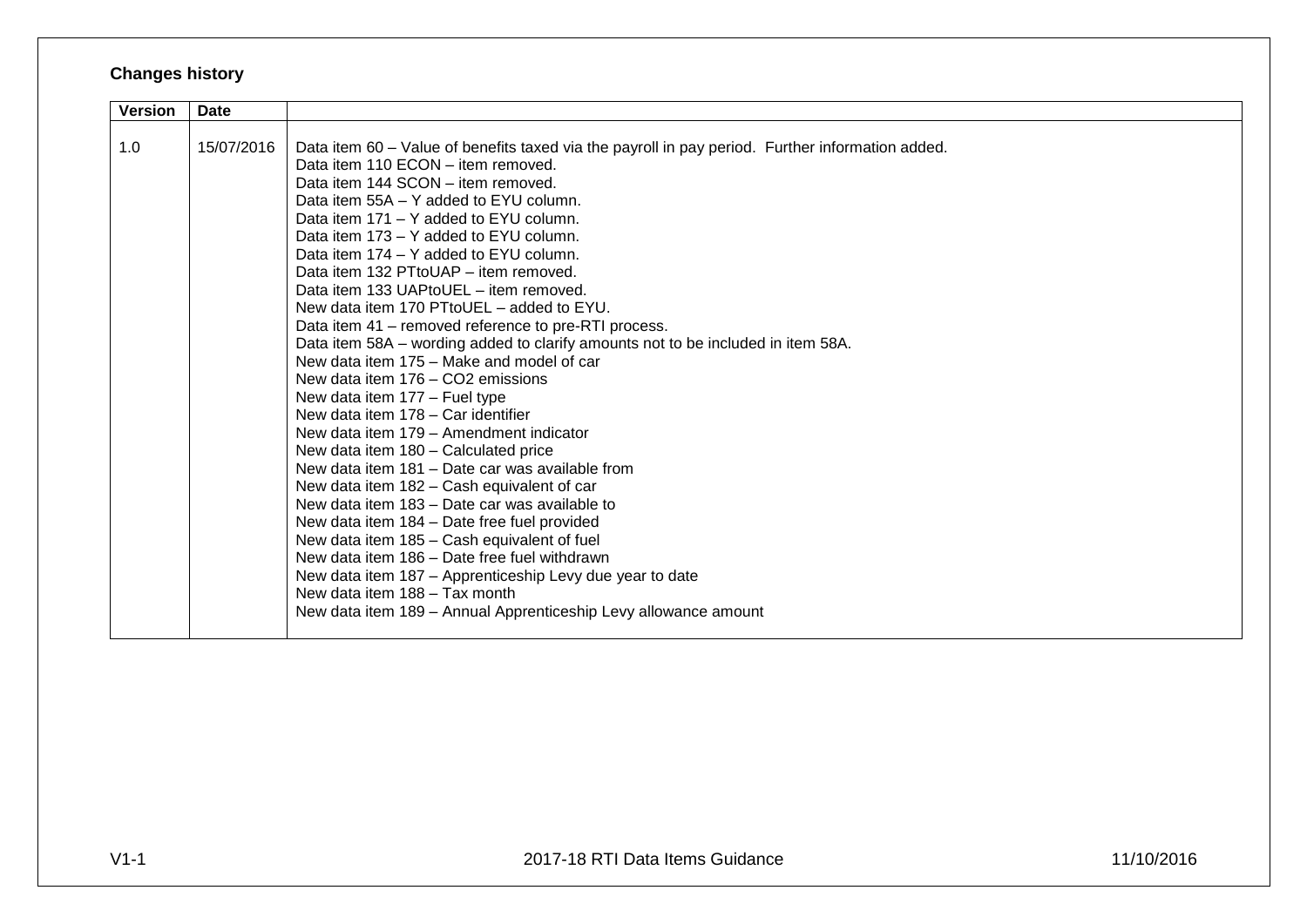**Changes history**

| Version | Date | |
|---|---|---|
| 1.0 | 15/07/2016 | Data item 60 – Value of benefits taxed via the payroll in pay period.  Further information added.<br>Data item 110 ECON – item removed.<br>Data item 144 SCON – item removed.<br>Data item 55A – Y added to EYU column.<br>Data item 171 – Y added to EYU column.<br>Data item 173 – Y added to EYU column.<br>Data item 174 – Y added to EYU column.<br>Data item 132 PTtoUAP – item removed.<br>Data item 133 UAPtoUEL – item removed.<br>New data item 170 PTtoUEL – added to EYU.<br>Data item 41 – removed reference to pre-RTI process.<br>Data item 58A – wording added to clarify amounts not to be included in item 58A.<br>New data item 175 – Make and model of car<br>New data item 176 – CO2 emissions<br>New data item 177 – Fuel type<br>New data item 178 – Car identifier<br>New data item 179 – Amendment indicator<br>New data item 180 – Calculated price<br>New data item 181 – Date car was available from<br>New data item 182 – Cash equivalent of car<br>New data item 183 – Date car was available to<br>New data item 184 – Date free fuel provided<br>New data item 185 – Cash equivalent of fuel<br>New data item 186 – Date free fuel withdrawn<br>New data item 187 – Apprenticeship Levy due year to date<br>New data item 188 – Tax month<br>New data item 189 – Annual Apprenticeship Levy allowance amount |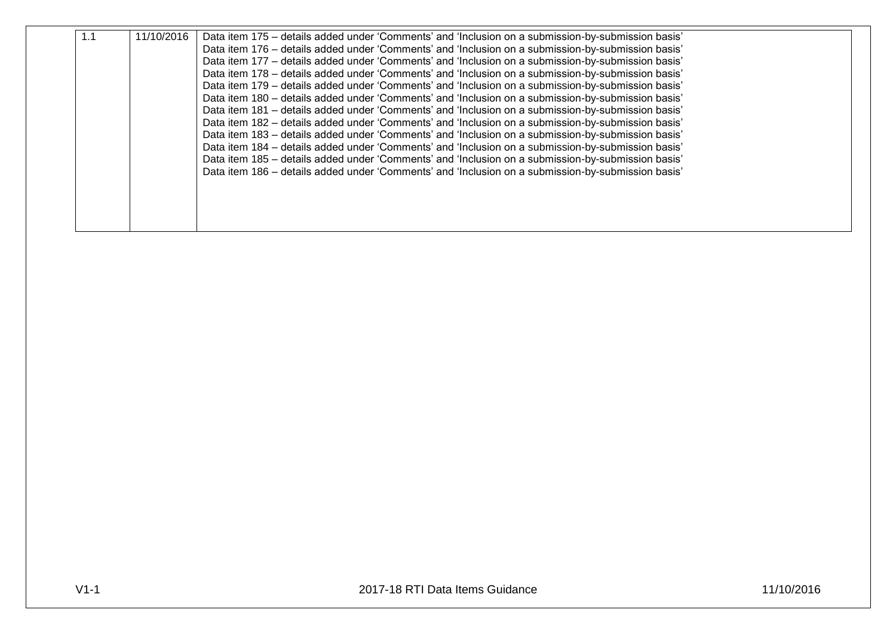| | | |
|---|---|---|
| 1.1 | 11/10/2016 | Data item 175 – details added under 'Comments' and 'Inclusion on a submission-by-submission basis'<br>Data item 176 – details added under 'Comments' and 'Inclusion on a submission-by-submission basis'<br>Data item 177 – details added under 'Comments' and 'Inclusion on a submission-by-submission basis'<br>Data item 178 – details added under 'Comments' and 'Inclusion on a submission-by-submission basis'<br>Data item 179 – details added under 'Comments' and 'Inclusion on a submission-by-submission basis'<br>Data item 180 – details added under 'Comments' and 'Inclusion on a submission-by-submission basis'<br>Data item 181 – details added under 'Comments' and 'Inclusion on a submission-by-submission basis'<br>Data item 182 – details added under 'Comments' and 'Inclusion on a submission-by-submission basis'<br>Data item 183 – details added under 'Comments' and 'Inclusion on a submission-by-submission basis'<br>Data item 184 – details added under 'Comments' and 'Inclusion on a submission-by-submission basis'<br>Data item 185 – details added under 'Comments' and 'Inclusion on a submission-by-submission basis'<br>Data item 186 – details added under 'Comments' and 'Inclusion on a submission-by-submission basis' |